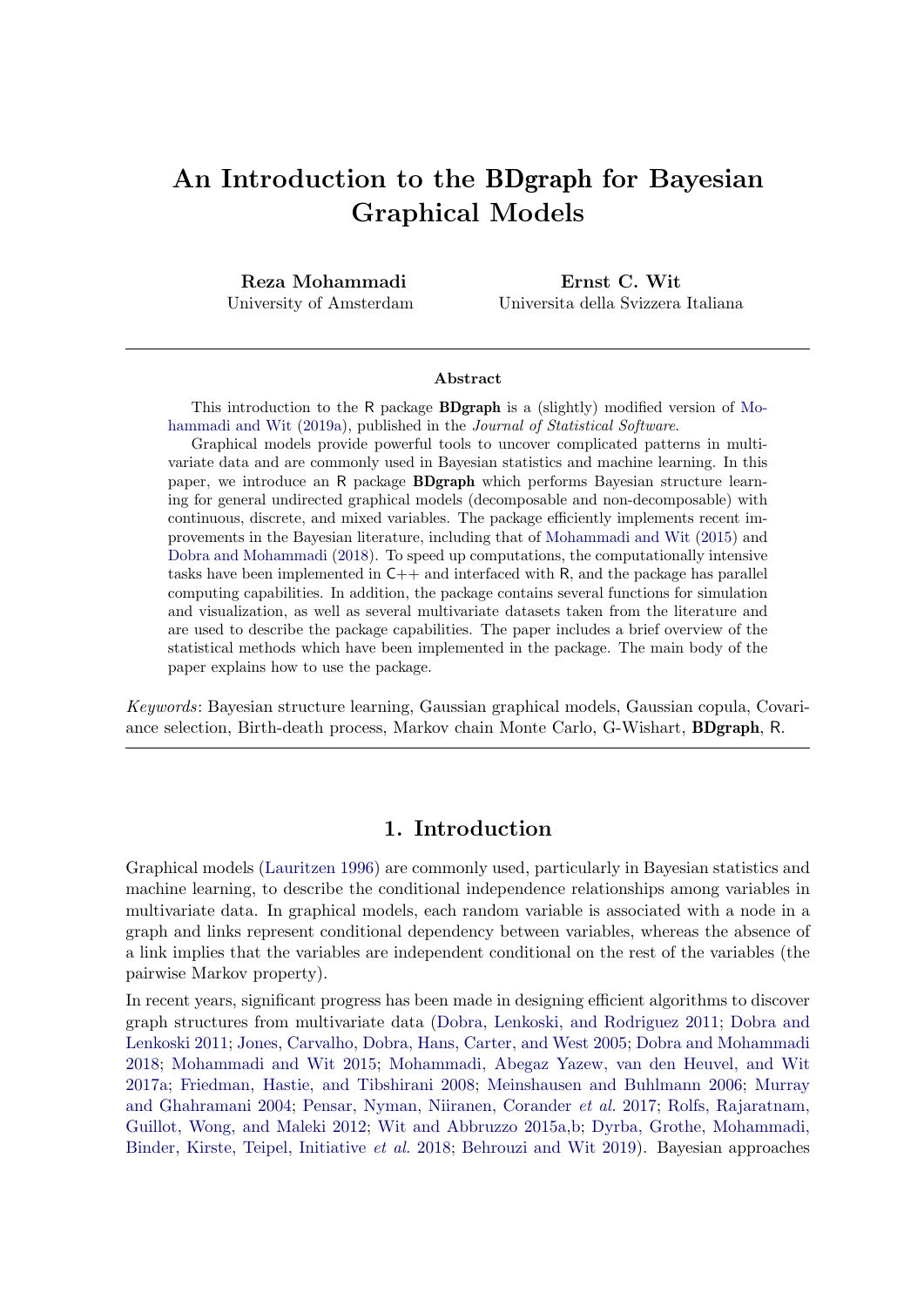# An Introduction to the BDgraph for Bayesian Graphical Models

**Reza Mohammadi**
University of Amsterdam

**Ernst C. Wit**
Universita della Svizzera Italiana

### Abstract

This introduction to the R package **BDgraph** is a (slightly) modified version of Mohammadi and Wit (2019a), published in the *Journal of Statistical Software*.

Graphical models provide powerful tools to uncover complicated patterns in multivariate data and are commonly used in Bayesian statistics and machine learning. In this paper, we introduce an R package **BDgraph** which performs Bayesian structure learning for general undirected graphical models (decomposable and non-decomposable) with continuous, discrete, and mixed variables. The package efficiently implements recent improvements in the Bayesian literature, including that of Mohammadi and Wit (2015) and Dobra and Mohammadi (2018). To speed up computations, the computationally intensive tasks have been implemented in C++ and interfaced with R, and the package has parallel computing capabilities. In addition, the package contains several functions for simulation and visualization, as well as several multivariate datasets taken from the literature and are used to describe the package capabilities. The paper includes a brief overview of the statistical methods which have been implemented in the package. The main body of the paper explains how to use the package.

*Keywords*: Bayesian structure learning, Gaussian graphical models, Gaussian copula, Covariance selection, Birth-death process, Markov chain Monte Carlo, G-Wishart, **BDgraph**, R.

## 1. Introduction

Graphical models (Lauritzen 1996) are commonly used, particularly in Bayesian statistics and machine learning, to describe the conditional independence relationships among variables in multivariate data. In graphical models, each random variable is associated with a node in a graph and links represent conditional dependency between variables, whereas the absence of a link implies that the variables are independent conditional on the rest of the variables (the pairwise Markov property).

In recent years, significant progress has been made in designing efficient algorithms to discover graph structures from multivariate data (Dobra, Lenkoski, and Rodriguez 2011; Dobra and Lenkoski 2011; Jones, Carvalho, Dobra, Hans, Carter, and West 2005; Dobra and Mohammadi 2018; Mohammadi and Wit 2015; Mohammadi, Abegaz Yazew, van den Heuvel, and Wit 2017a; Friedman, Hastie, and Tibshirani 2008; Meinshausen and Buhlmann 2006; Murray and Ghahramani 2004; Pensar, Nyman, Niiranen, Corander *et al.* 2017; Rolfs, Rajaratnam, Guillot, Wong, and Maleki 2012; Wit and Abbruzzo 2015a,b; Dyrba, Grothe, Mohammadi, Binder, Kirste, Teipel, Initiative *et al.* 2018; Behrouzi and Wit 2019). Bayesian approaches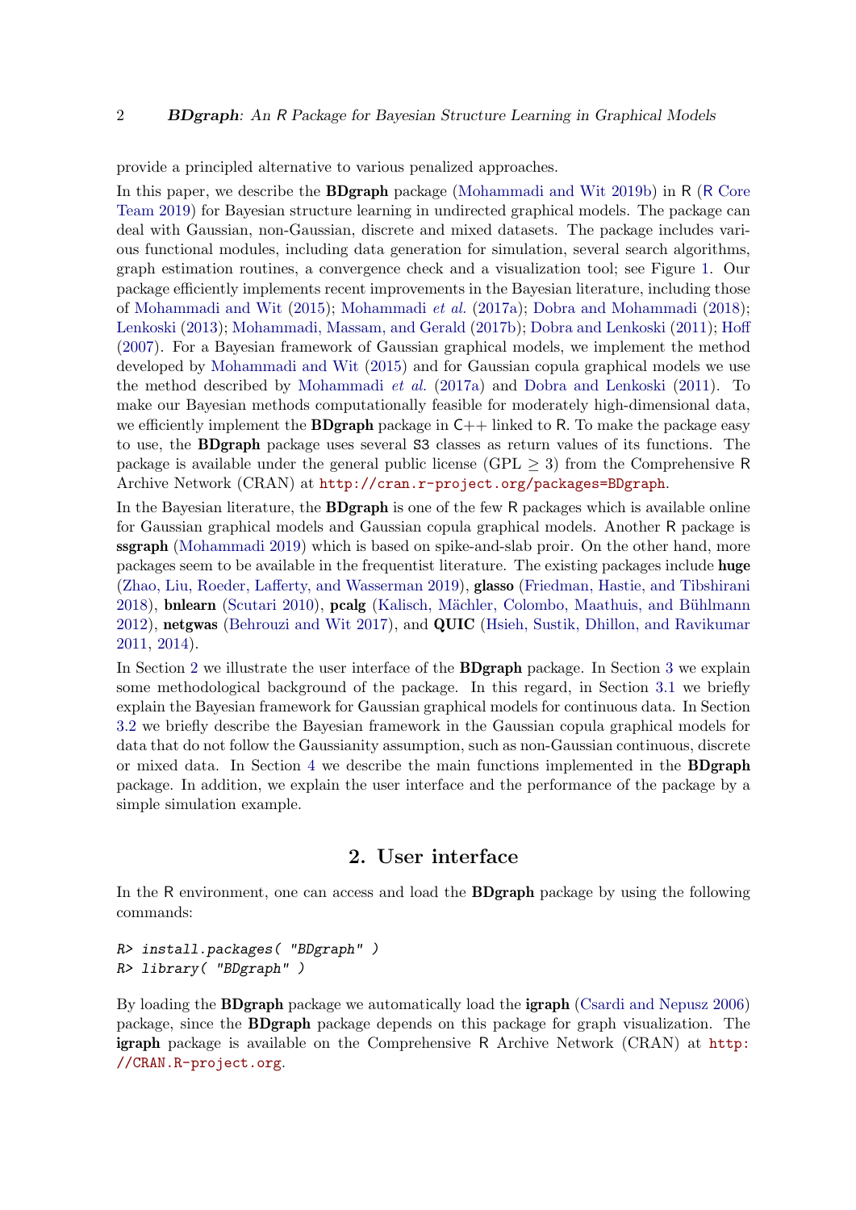provide a principled alternative to various penalized approaches.

In this paper, we describe the **BDgraph** package (Mohammadi and Wit 2019b) in R (R Core Team 2019) for Bayesian structure learning in undirected graphical models. The package can deal with Gaussian, non-Gaussian, discrete and mixed datasets. The package includes various functional modules, including data generation for simulation, several search algorithms, graph estimation routines, a convergence check and a visualization tool; see Figure 1. Our package efficiently implements recent improvements in the Bayesian literature, including those of Mohammadi and Wit (2015); Mohammadi *et al.* (2017a); Dobra and Mohammadi (2018); Lenkoski (2013); Mohammadi, Massam, and Gerald (2017b); Dobra and Lenkoski (2011); Hoff (2007). For a Bayesian framework of Gaussian graphical models, we implement the method developed by Mohammadi and Wit (2015) and for Gaussian copula graphical models we use the method described by Mohammadi *et al.* (2017a) and Dobra and Lenkoski (2011). To make our Bayesian methods computationally feasible for moderately high-dimensional data, we efficiently implement the **BDgraph** package in C++ linked to R. To make the package easy to use, the **BDgraph** package uses several S3 classes as return values of its functions. The package is available under the general public license (GPL $\geq 3$) from the Comprehensive R Archive Network (CRAN) at http://cran.r-project.org/packages=BDgraph.

In the Bayesian literature, the **BDgraph** is one of the few R packages which is available online for Gaussian graphical models and Gaussian copula graphical models. Another R package is **ssgraph** (Mohammadi 2019) which is based on spike-and-slab proir. On the other hand, more packages seem to be available in the frequentist literature. The existing packages include **huge** (Zhao, Liu, Roeder, Lafferty, and Wasserman 2019), **glasso** (Friedman, Hastie, and Tibshirani 2018), **bnlearn** (Scutari 2010), **pcalg** (Kalisch, Mächler, Colombo, Maathuis, and Bühlmann 2012), **netgwas** (Behrouzi and Wit 2017), and **QUIC** (Hsieh, Sustik, Dhillon, and Ravikumar 2011, 2014).

In Section 2 we illustrate the user interface of the **BDgraph** package. In Section 3 we explain some methodological background of the package. In this regard, in Section 3.1 we briefly explain the Bayesian framework for Gaussian graphical models for continuous data. In Section 3.2 we briefly describe the Bayesian framework in the Gaussian copula graphical models for data that do not follow the Gaussianity assumption, such as non-Gaussian continuous, discrete or mixed data. In Section 4 we describe the main functions implemented in the **BDgraph** package. In addition, we explain the user interface and the performance of the package by a simple simulation example.

## 2. User interface

In the R environment, one can access and load the **BDgraph** package by using the following commands:

```
R> install.packages( "BDgraph" )
R> library( "BDgraph" )
```

By loading the **BDgraph** package we automatically load the **igraph** (Csardi and Nepusz 2006) package, since the **BDgraph** package depends on this package for graph visualization. The **igraph** package is available on the Comprehensive R Archive Network (CRAN) at http://CRAN.R-project.org.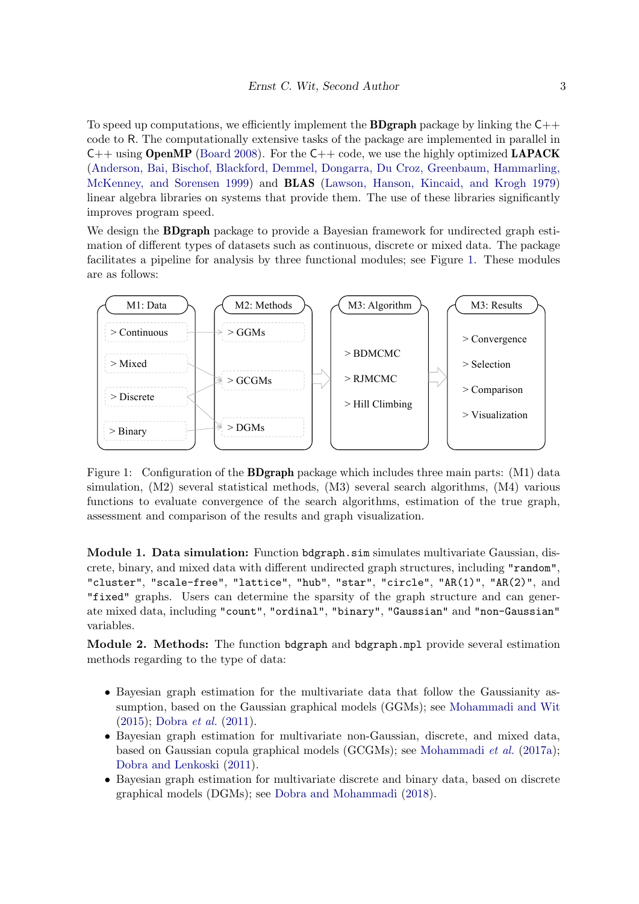To speed up computations, we efficiently implement the **BDgraph** package by linking the C++ code to R. The computationally extensive tasks of the package are implemented in parallel in C++ using **OpenMP** (Board 2008). For the C++ code, we use the highly optimized **LAPACK** (Anderson, Bai, Bischof, Blackford, Demmel, Dongarra, Du Croz, Greenbaum, Hammarling, McKenney, and Sorensen 1999) and **BLAS** (Lawson, Hanson, Kincaid, and Krogh 1979) linear algebra libraries on systems that provide them. The use of these libraries significantly improves program speed.

We design the **BDgraph** package to provide a Bayesian framework for undirected graph estimation of different types of datasets such as continuous, discrete or mixed data. The package facilitates a pipeline for analysis by three functional modules; see Figure 1. These modules are as follows:

| M1: Data | M2: Methods | M3: Algorithm | M3: Results |
|---|---|---|---|
| > Continuous | > GGMs | > BDMCMC | > Convergence |
| > Mixed | > GCGMs | > RJMCMC | > Selection |
| > Discrete | > DGMs | > Hill Climbing | > Comparison |
| > Binary | | | > Visualization |

Figure 1: Configuration of the **BDgraph** package which includes three main parts: (M1) data simulation, (M2) several statistical methods, (M3) several search algorithms, (M4) various functions to evaluate convergence of the search algorithms, estimation of the true graph, assessment and comparison of the results and graph visualization.

**Module 1. Data simulation:** Function `bdgraph.sim` simulates multivariate Gaussian, discrete, binary, and mixed data with different undirected graph structures, including `"random"`, `"cluster"`, `"scale-free"`, `"lattice"`, `"hub"`, `"star"`, `"circle"`, `"AR(1)"`, `"AR(2)"`, and `"fixed"` graphs. Users can determine the sparsity of the graph structure and can generate mixed data, including `"count"`, `"ordinal"`, `"binary"`, `"Gaussian"` and `"non-Gaussian"` variables.

**Module 2. Methods:** The function `bdgraph` and `bdgraph.mpl` provide several estimation methods regarding to the type of data:

- Bayesian graph estimation for the multivariate data that follow the Gaussianity assumption, based on the Gaussian graphical models (GGMs); see Mohammadi and Wit (2015); Dobra *et al.* (2011).
- Bayesian graph estimation for multivariate non-Gaussian, discrete, and mixed data, based on Gaussian copula graphical models (GCGMs); see Mohammadi *et al.* (2017a); Dobra and Lenkoski (2011).
- Bayesian graph estimation for multivariate discrete and binary data, based on discrete graphical models (DGMs); see Dobra and Mohammadi (2018).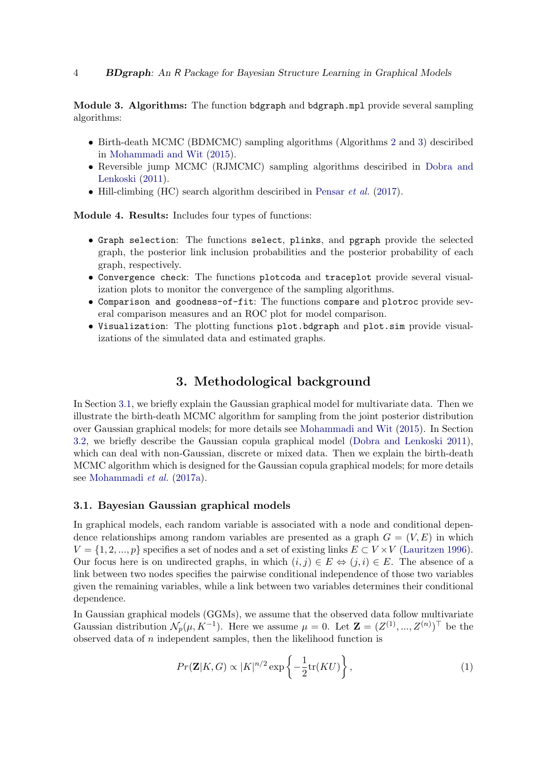**Module 3. Algorithms:** The function `bdgraph` and `bdgraph.mpl` provide several sampling algorithms:

- Birth-death MCMC (BDMCMC) sampling algorithms (Algorithms 2 and 3) desciribed in Mohammadi and Wit (2015).
- Reversible jump MCMC (RJMCMC) sampling algorithms desciribed in Dobra and Lenkoski (2011).
- Hill-climbing (HC) search algorithm desciribed in Pensar *et al.* (2017).

**Module 4. Results:** Includes four types of functions:

- `Graph selection`: The functions `select`, `plinks`, and `pgraph` provide the selected graph, the posterior link inclusion probabilities and the posterior probability of each graph, respectively.
- `Convergence check`: The functions `plotcoda` and `traceplot` provide several visualization plots to monitor the convergence of the sampling algorithms.
- `Comparison and goodness-of-fit`: The functions `compare` and `plotroc` provide several comparison measures and an ROC plot for model comparison.
- `Visualization`: The plotting functions `plot.bdgraph` and `plot.sim` provide visualizations of the simulated data and estimated graphs.

## 3. Methodological background

In Section 3.1, we briefly explain the Gaussian graphical model for multivariate data. Then we illustrate the birth-death MCMC algorithm for sampling from the joint posterior distribution over Gaussian graphical models; for more details see Mohammadi and Wit (2015). In Section 3.2, we briefly describe the Gaussian copula graphical model (Dobra and Lenkoski 2011), which can deal with non-Gaussian, discrete or mixed data. Then we explain the birth-death MCMC algorithm which is designed for the Gaussian copula graphical models; for more details see Mohammadi *et al.* (2017a).

### 3.1. Bayesian Gaussian graphical models

In graphical models, each random variable is associated with a node and conditional dependence relationships among random variables are presented as a graph $G = (V, E)$ in which $V = \{1, 2, ..., p\}$ specifies a set of nodes and a set of existing links $E \subset V \times V$ (Lauritzen 1996). Our focus here is on undirected graphs, in which $(i, j) \in E \Leftrightarrow (j, i) \in E$. The absence of a link between two nodes specifies the pairwise conditional independence of those two variables given the remaining variables, while a link between two variables determines their conditional dependence.

In Gaussian graphical models (GGMs), we assume that the observed data follow multivariate Gaussian distribution $\mathcal{N}_p(\mu, K^{-1})$. Here we assume $\mu = 0$. Let $\mathbf{Z} = (Z^{(1)}, ..., Z^{(n)})^\top$ be the observed data of $n$ independent samples, then the likelihood function is

$$Pr(\mathbf{Z}|K, G) \propto |K|^{n/2} \exp\left\{ -\frac{1}{2}\text{tr}(KU) \right\}, \tag{1}$$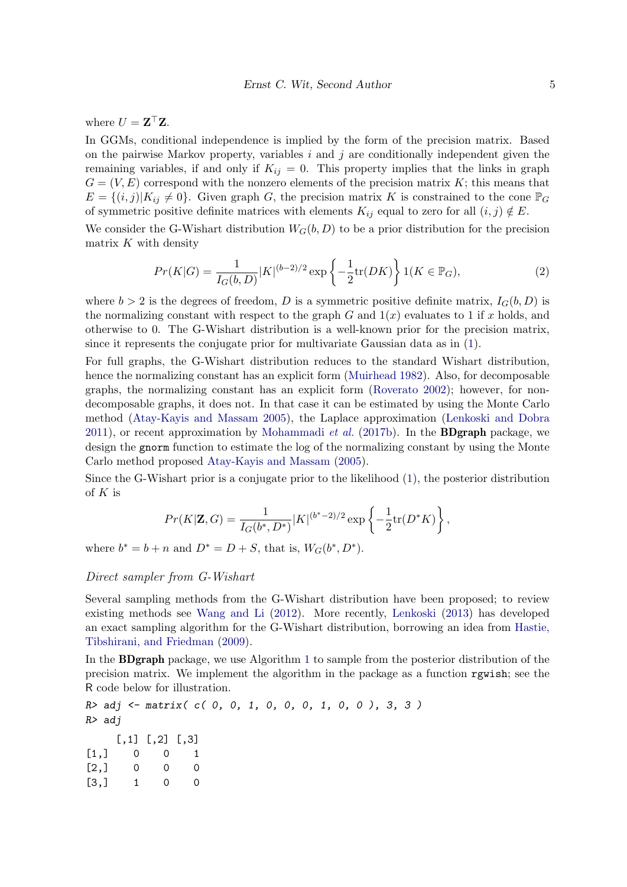where $U = \mathbf{Z}^\top \mathbf{Z}$.

In GGMs, conditional independence is implied by the form of the precision matrix. Based on the pairwise Markov property, variables $i$ and $j$ are conditionally independent given the remaining variables, if and only if $K_{ij} = 0$. This property implies that the links in graph $G = (V, E)$ correspond with the nonzero elements of the precision matrix $K$; this means that $E = \{(i,j) | K_{ij} \neq 0\}$. Given graph $G$, the precision matrix $K$ is constrained to the cone $\mathbb{P}_G$ of symmetric positive definite matrices with elements $K_{ij}$ equal to zero for all $(i,j) \notin E$.

We consider the G-Wishart distribution $W_G(b, D)$ to be a prior distribution for the precision matrix $K$ with density

$$Pr(K|G) = \frac{1}{I_G(b,D)} |K|^{(b-2)/2} \exp\left\{-\frac{1}{2}\text{tr}(DK)\right\} 1(K \in \mathbb{P}_G), \tag{2}$$

where $b > 2$ is the degrees of freedom, $D$ is a symmetric positive definite matrix, $I_G(b, D)$ is the normalizing constant with respect to the graph $G$ and $1(x)$ evaluates to 1 if $x$ holds, and otherwise to 0. The G-Wishart distribution is a well-known prior for the precision matrix, since it represents the conjugate prior for multivariate Gaussian data as in (1).

For full graphs, the G-Wishart distribution reduces to the standard Wishart distribution, hence the normalizing constant has an explicit form (Muirhead 1982). Also, for decomposable graphs, the normalizing constant has an explicit form (Roverato 2002); however, for non-decomposable graphs, it does not. In that case it can be estimated by using the Monte Carlo method (Atay-Kayis and Massam 2005), the Laplace approximation (Lenkoski and Dobra 2011), or recent approximation by Mohammadi *et al.* (2017b). In the **BDgraph** package, we design the `gnorm` function to estimate the log of the normalizing constant by using the Monte Carlo method proposed Atay-Kayis and Massam (2005).

Since the G-Wishart prior is a conjugate prior to the likelihood (1), the posterior distribution of $K$ is

$$Pr(K|\mathbf{Z}, G) = \frac{1}{I_G(b^*, D^*)} |K|^{(b^*-2)/2} \exp\left\{-\frac{1}{2}\text{tr}(D^* K)\right\},$$

where $b^* = b + n$ and $D^* = D + S$, that is, $W_G(b^*, D^*)$.

*Direct sampler from G-Wishart*

Several sampling methods from the G-Wishart distribution have been proposed; to review existing methods see Wang and Li (2012). More recently, Lenkoski (2013) has developed an exact sampling algorithm for the G-Wishart distribution, borrowing an idea from Hastie, Tibshirani, and Friedman (2009).

In the **BDgraph** package, we use Algorithm 1 to sample from the posterior distribution of the precision matrix. We implement the algorithm in the package as a function `rgwish`; see the R code below for illustration.

```
R> adj <- matrix( c( 0, 0, 1, 0, 0, 0, 1, 0, 0 ), 3, 3 )
R> adj

     [,1] [,2] [,3]
[1,]    0    0    1
[2,]    0    0    0
[3,]    1    0    0
```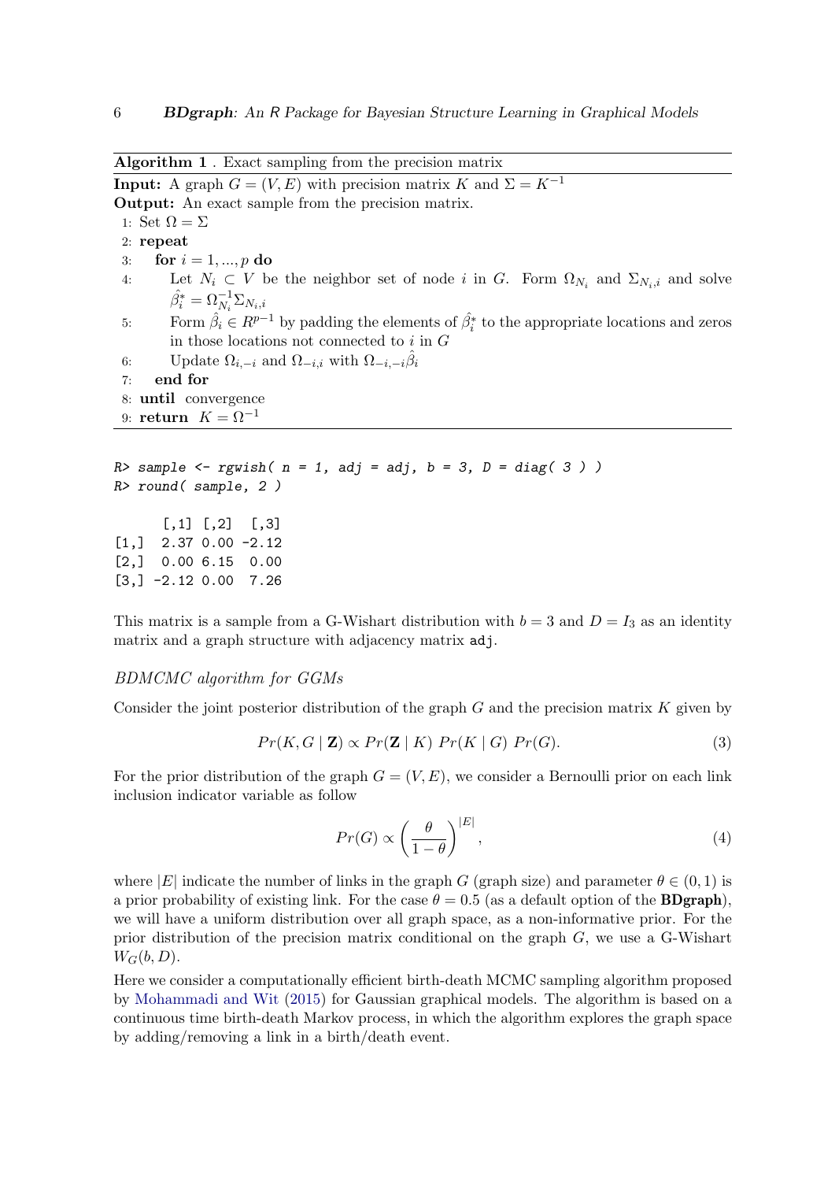**Algorithm 1** . Exact sampling from the precision matrix

**Input:** A graph $G = (V, E)$ with precision matrix $K$ and $\Sigma = K^{-1}$
**Output:** An exact sample from the precision matrix.

1: Set $\Omega = \Sigma$
2: **repeat**
3: &nbsp;&nbsp;&nbsp;**for** $i = 1, ..., p$ **do**
4: &nbsp;&nbsp;&nbsp;&nbsp;&nbsp;&nbsp;Let $N_i \subset V$ be the neighbor set of node $i$ in $G$. Form $\Omega_{N_i}$ and $\Sigma_{N_i,i}$ and solve $\hat{\beta}_i^* = \Omega_{N_i}^{-1} \Sigma_{N_i,i}$
5: &nbsp;&nbsp;&nbsp;&nbsp;&nbsp;&nbsp;Form $\hat{\beta}_i \in R^{p-1}$ by padding the elements of $\hat{\beta}_i^*$ to the appropriate locations and zeros in those locations not connected to $i$ in $G$
6: &nbsp;&nbsp;&nbsp;&nbsp;&nbsp;&nbsp;Update $\Omega_{i,-i}$ and $\Omega_{-i,i}$ with $\Omega_{-i,-i} \hat{\beta}_i$
7: &nbsp;&nbsp;&nbsp;**end for**
8: **until** convergence
9: **return** $K = \Omega^{-1}$

```
R> sample <- rgwish( n = 1, adj = adj, b = 3, D = diag( 3 ) )
R> round( sample, 2 )

      [,1] [,2]  [,3]
[1,]  2.37 0.00 -2.12
[2,]  0.00 6.15  0.00
[3,] -2.12 0.00  7.26
```

This matrix is a sample from a G-Wishart distribution with $b = 3$ and $D = I_3$ as an identity matrix and a graph structure with adjacency matrix `adj`.

*BDMCMC algorithm for GGMs*

Consider the joint posterior distribution of the graph $G$ and the precision matrix $K$ given by

$$Pr(K, G \mid \mathbf{Z}) \propto Pr(\mathbf{Z} \mid K)\ Pr(K \mid G)\ Pr(G). \tag{3}$$

For the prior distribution of the graph $G = (V, E)$, we consider a Bernoulli prior on each link inclusion indicator variable as follow

$$Pr(G) \propto \left( \frac{\theta}{1 - \theta} \right)^{|E|}, \tag{4}$$

where $|E|$ indicate the number of links in the graph $G$ (graph size) and parameter $\theta \in (0, 1)$ is a prior probability of existing link. For the case $\theta = 0.5$ (as a default option of the **BDgraph**), we will have a uniform distribution over all graph space, as a non-informative prior. For the prior distribution of the precision matrix conditional on the graph $G$, we use a G-Wishart $W_G(b, D)$.

Here we consider a computationally efficient birth-death MCMC sampling algorithm proposed by Mohammadi and Wit (2015) for Gaussian graphical models. The algorithm is based on a continuous time birth-death Markov process, in which the algorithm explores the graph space by adding/removing a link in a birth/death event.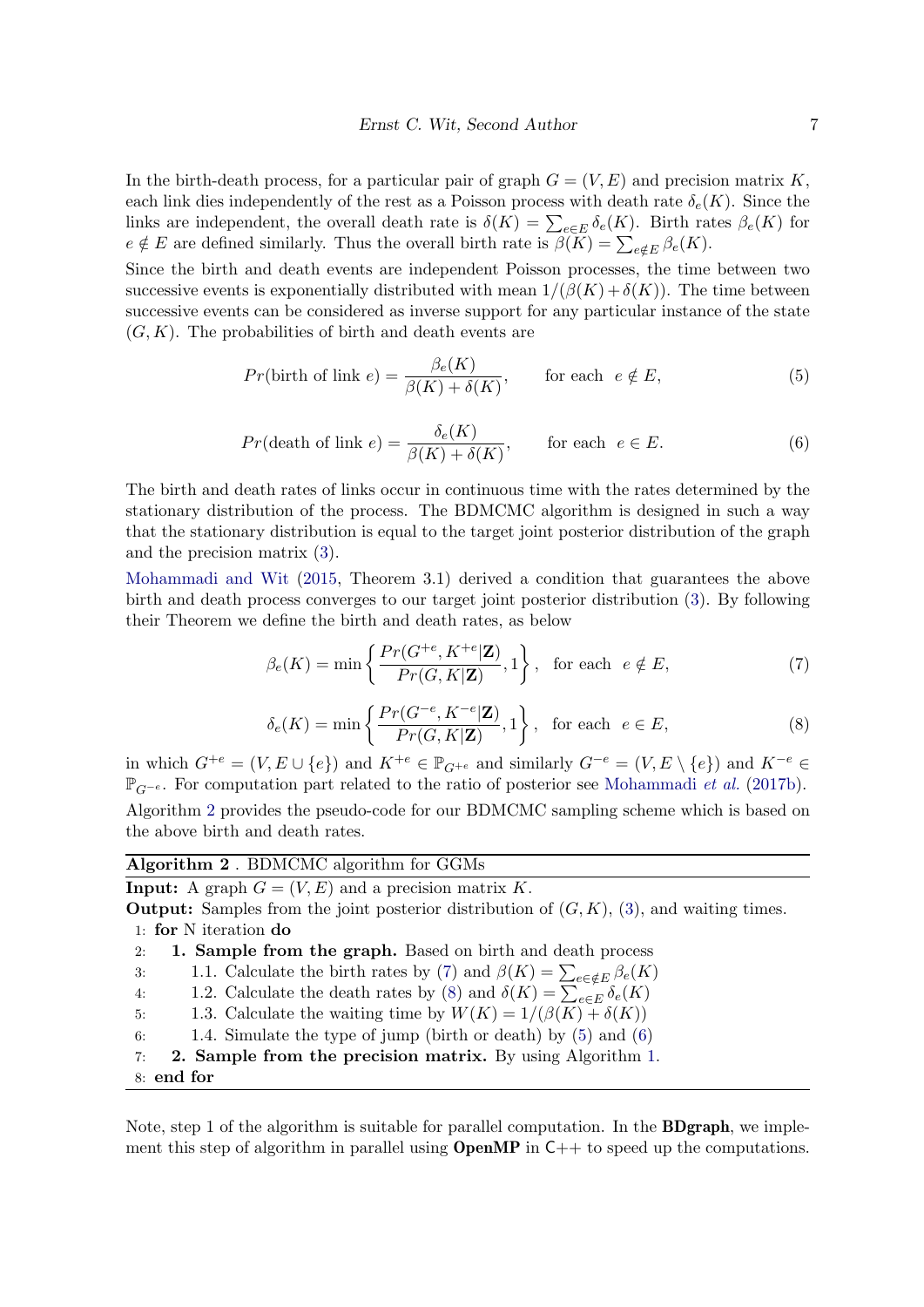In the birth-death process, for a particular pair of graph $G = (V, E)$ and precision matrix $K$, each link dies independently of the rest as a Poisson process with death rate $\delta_e(K)$. Since the links are independent, the overall death rate is $\delta(K) = \sum_{e \in E} \delta_e(K)$. Birth rates $\beta_e(K)$ for $e \notin E$ are defined similarly. Thus the overall birth rate is $\beta(K) = \sum_{e \notin E} \beta_e(K)$.

Since the birth and death events are independent Poisson processes, the time between two successive events is exponentially distributed with mean $1/(\beta(K) + \delta(K))$. The time between successive events can be considered as inverse support for any particular instance of the state $(G, K)$. The probabilities of birth and death events are

$$Pr(\text{birth of link } e) = \frac{\beta_e(K)}{\beta(K) + \delta(K)}, \qquad \text{for each } \ e \notin E, \tag{5}$$

$$Pr(\text{death of link } e) = \frac{\delta_e(K)}{\beta(K) + \delta(K)}, \qquad \text{for each } \ e \in E. \tag{6}$$

The birth and death rates of links occur in continuous time with the rates determined by the stationary distribution of the process. The BDMCMC algorithm is designed in such a way that the stationary distribution is equal to the target joint posterior distribution of the graph and the precision matrix (3).

Mohammadi and Wit (2015, Theorem 3.1) derived a condition that guarantees the above birth and death process converges to our target joint posterior distribution (3). By following their Theorem we define the birth and death rates, as below

$$\beta_e(K) = \min\left\{ \frac{Pr(G^{+e}, K^{+e} | \mathbf{Z})}{Pr(G, K | \mathbf{Z})}, 1 \right\}, \quad \text{for each } \ e \notin E, \tag{7}$$

$$\delta_e(K) = \min\left\{ \frac{Pr(G^{-e}, K^{-e} | \mathbf{Z})}{Pr(G, K | \mathbf{Z})}, 1 \right\}, \quad \text{for each } \ e \in E, \tag{8}$$

in which $G^{+e} = (V, E \cup \{e\})$ and $K^{+e} \in \mathbb{P}_{G^{+e}}$ and similarly $G^{-e} = (V, E \setminus \{e\})$ and $K^{-e} \in \mathbb{P}_{G^{-e}}$. For computation part related to the ratio of posterior see Mohammadi *et al.* (2017b).

Algorithm 2 provides the pseudo-code for our BDMCMC sampling scheme which is based on the above birth and death rates.

**Algorithm 2** . BDMCMC algorithm for GGMs

**Input:** A graph $G = (V, E)$ and a precision matrix $K$.

**Output:** Samples from the joint posterior distribution of $(G, K)$, (3), and waiting times.

1: **for** N iteration **do**
2: **1. Sample from the graph.** Based on birth and death process
3: 1.1. Calculate the birth rates by (7) and $\beta(K) = \sum_{e \in \notin E} \beta_e(K)$
4: 1.2. Calculate the death rates by (8) and $\delta(K) = \sum_{e \in E} \delta_e(K)$
5: 1.3. Calculate the waiting time by $W(K) = 1/(\beta(K) + \delta(K))$
6: 1.4. Simulate the type of jump (birth or death) by (5) and (6)
7: **2. Sample from the precision matrix.** By using Algorithm 1.
8: **end for**

Note, step 1 of the algorithm is suitable for parallel computation. In the **BDgraph**, we implement this step of algorithm in parallel using **OpenMP** in C++ to speed up the computations.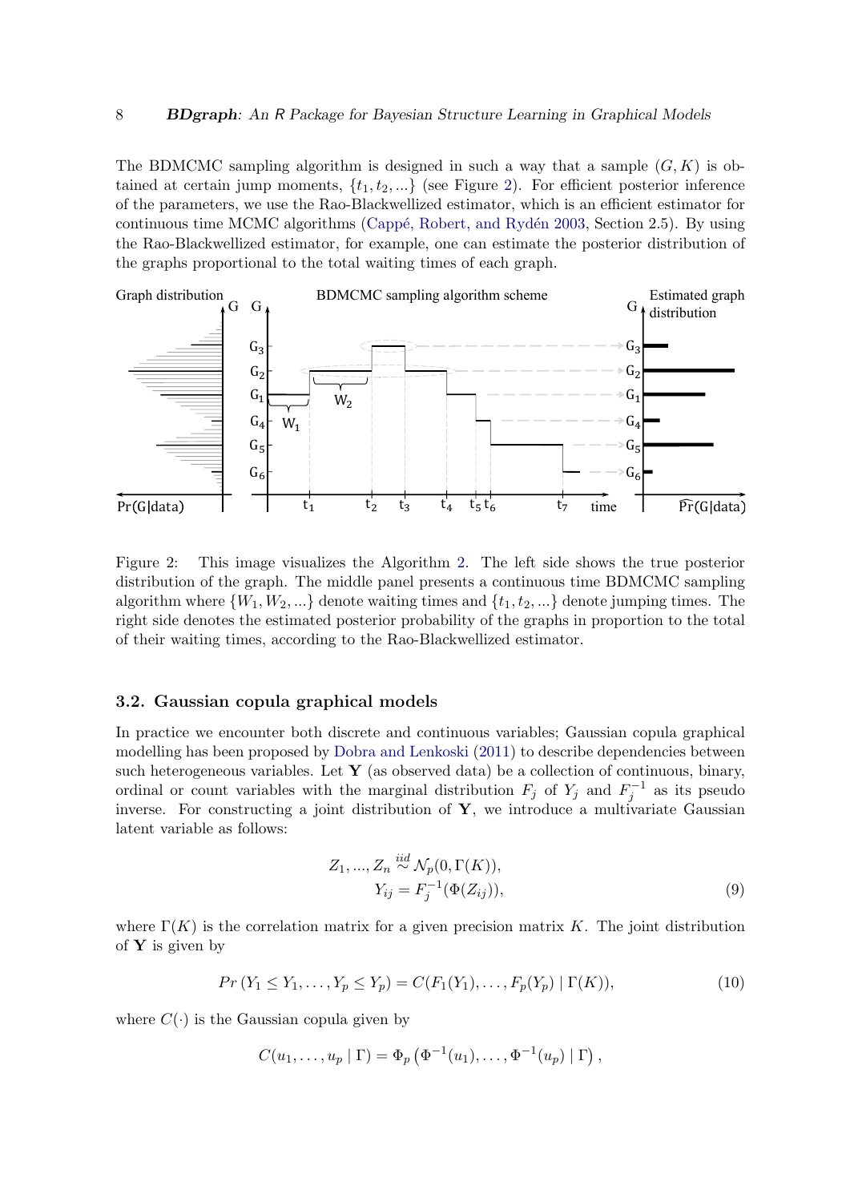The BDMCMC sampling algorithm is designed in such a way that a sample $(G, K)$ is obtained at certain jump moments, $\{t_1, t_2, ...\}$ (see Figure 2). For efficient posterior inference of the parameters, we use the Rao-Blackwellized estimator, which is an efficient estimator for continuous time MCMC algorithms (Cappé, Robert, and Rydén 2003, Section 2.5). By using the Rao-Blackwellized estimator, for example, one can estimate the posterior distribution of the graphs proportional to the total waiting times of each graph.

Figure 2: This image visualizes the Algorithm 2. The left side shows the true posterior distribution of the graph. The middle panel presents a continuous time BDMCMC sampling algorithm where $\{W_1, W_2, ...\}$ denote waiting times and $\{t_1, t_2, ...\}$ denote jumping times. The right side denotes the estimated posterior probability of the graphs in proportion to the total of their waiting times, according to the Rao-Blackwellized estimator.

### 3.2. Gaussian copula graphical models

In practice we encounter both discrete and continuous variables; Gaussian copula graphical modelling has been proposed by Dobra and Lenkoski (2011) to describe dependencies between such heterogeneous variables. Let $\mathbf{Y}$ (as observed data) be a collection of continuous, binary, ordinal or count variables with the marginal distribution $F_j$ of $Y_j$ and $F_j^{-1}$ as its pseudo inverse. For constructing a joint distribution of $\mathbf{Y}$, we introduce a multivariate Gaussian latent variable as follows:

$$
\begin{aligned}
Z_1, ..., Z_n &\overset{iid}{\sim} \mathcal{N}_p(0, \Gamma(K)), \\
Y_{ij} &= F_j^{-1}(\Phi(Z_{ij})),
\end{aligned} \tag{9}
$$

where $\Gamma(K)$ is the correlation matrix for a given precision matrix $K$. The joint distribution of $\mathbf{Y}$ is given by

$$
Pr\left(Y_1 \leq Y_1, \ldots, Y_p \leq Y_p\right) = C(F_1(Y_1), \ldots, F_p(Y_p) \mid \Gamma(K)), \tag{10}
$$

where $C(\cdot)$ is the Gaussian copula given by

$$
C(u_1, \ldots, u_p \mid \Gamma) = \Phi_p\left(\Phi^{-1}(u_1), \ldots, \Phi^{-1}(u_p) \mid \Gamma\right),
$$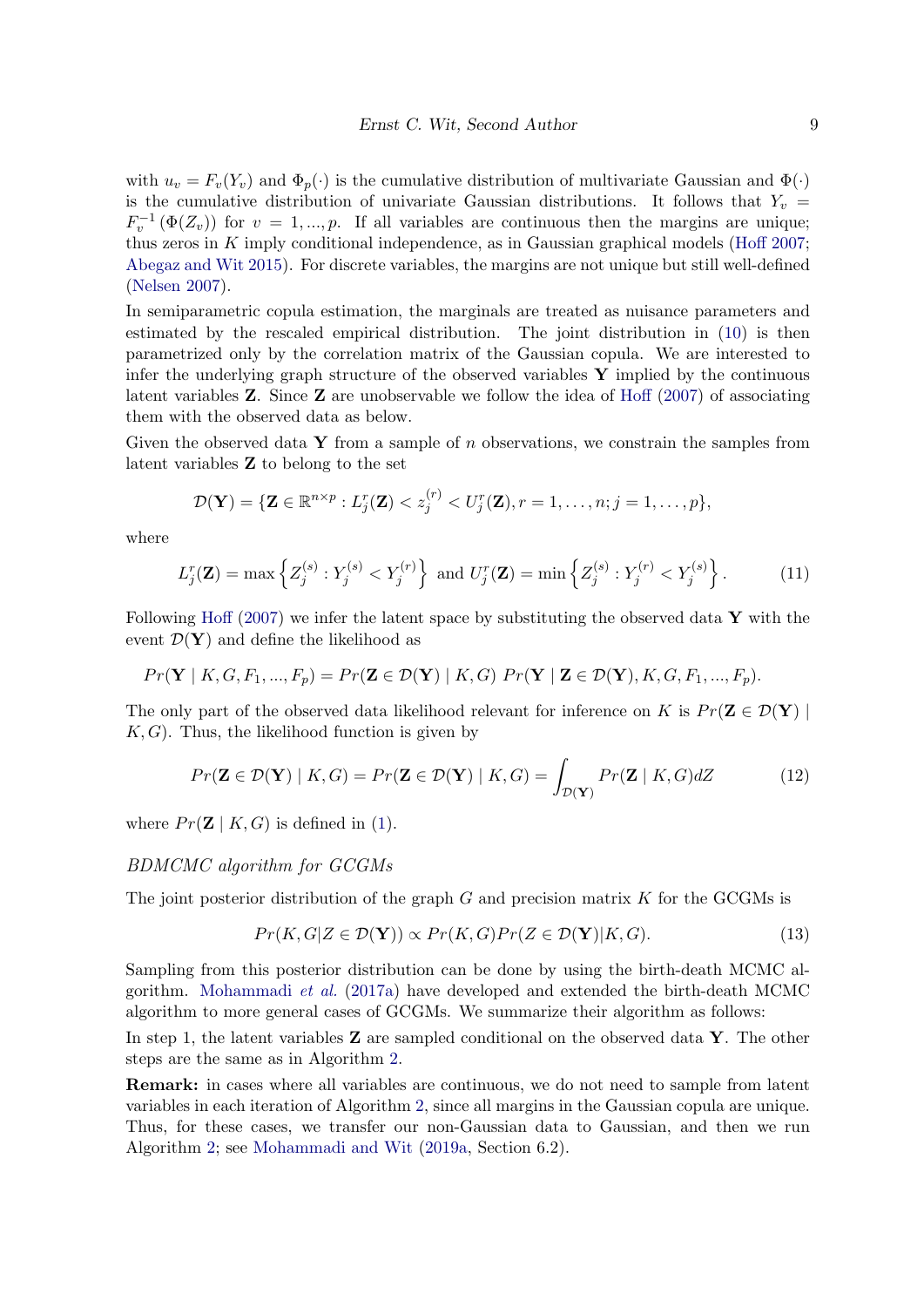with $u_v = F_v(Y_v)$ and $\Phi_p(\cdot)$ is the cumulative distribution of multivariate Gaussian and $\Phi(\cdot)$ is the cumulative distribution of univariate Gaussian distributions. It follows that $Y_v = F_v^{-1}(\Phi(Z_v))$ for $v = 1, ..., p$. If all variables are continuous then the margins are unique; thus zeros in $K$ imply conditional independence, as in Gaussian graphical models (Hoff 2007; Abegaz and Wit 2015). For discrete variables, the margins are not unique but still well-defined (Nelsen 2007).

In semiparametric copula estimation, the marginals are treated as nuisance parameters and estimated by the rescaled empirical distribution. The joint distribution in (10) is then parametrized only by the correlation matrix of the Gaussian copula. We are interested to infer the underlying graph structure of the observed variables $\mathbf{Y}$ implied by the continuous latent variables $\mathbf{Z}$. Since $\mathbf{Z}$ are unobservable we follow the idea of Hoff (2007) of associating them with the observed data as below.

Given the observed data $\mathbf{Y}$ from a sample of $n$ observations, we constrain the samples from latent variables $\mathbf{Z}$ to belong to the set

$$\mathcal{D}(\mathbf{Y}) = \{\mathbf{Z} \in \mathbb{R}^{n \times p} : L_j^r(\mathbf{Z}) < z_j^{(r)} < U_j^r(\mathbf{Z}), r = 1, \ldots, n; j = 1, \ldots, p\},$$

where

$$L_j^r(\mathbf{Z}) = \max\left\{Z_j^{(s)} : Y_j^{(s)} < Y_j^{(r)}\right\} \text{ and } U_j^r(\mathbf{Z}) = \min\left\{Z_j^{(s)} : Y_j^{(r)} < Y_j^{(s)}\right\}. \tag{11}$$

Following Hoff (2007) we infer the latent space by substituting the observed data $\mathbf{Y}$ with the event $\mathcal{D}(\mathbf{Y})$ and define the likelihood as

$$Pr(\mathbf{Y} \mid K, G, F_1, ..., F_p) = Pr(\mathbf{Z} \in \mathcal{D}(\mathbf{Y}) \mid K, G) \; Pr(\mathbf{Y} \mid \mathbf{Z} \in \mathcal{D}(\mathbf{Y}), K, G, F_1, ..., F_p).$$

The only part of the observed data likelihood relevant for inference on $K$ is $Pr(\mathbf{Z} \in \mathcal{D}(\mathbf{Y}) \mid K, G)$. Thus, the likelihood function is given by

$$Pr(\mathbf{Z} \in \mathcal{D}(\mathbf{Y}) \mid K, G) = Pr(\mathbf{Z} \in \mathcal{D}(\mathbf{Y}) \mid K, G) = \int_{\mathcal{D}(\mathbf{Y})} Pr(\mathbf{Z} \mid K, G) dZ \tag{12}$$

where $Pr(\mathbf{Z} \mid K, G)$ is defined in (1).

*BDMCMC algorithm for GCGMs*

The joint posterior distribution of the graph $G$ and precision matrix $K$ for the GCGMs is

$$Pr(K, G | Z \in \mathcal{D}(\mathbf{Y})) \propto Pr(K, G) Pr(Z \in \mathcal{D}(\mathbf{Y}) | K, G). \tag{13}$$

Sampling from this posterior distribution can be done by using the birth-death MCMC algorithm. Mohammadi *et al.* (2017a) have developed and extended the birth-death MCMC algorithm to more general cases of GCGMs. We summarize their algorithm as follows:

In step 1, the latent variables $\mathbf{Z}$ are sampled conditional on the observed data $\mathbf{Y}$. The other steps are the same as in Algorithm 2.

**Remark:** in cases where all variables are continuous, we do not need to sample from latent variables in each iteration of Algorithm 2, since all margins in the Gaussian copula are unique. Thus, for these cases, we transfer our non-Gaussian data to Gaussian, and then we run Algorithm 2; see Mohammadi and Wit (2019a, Section 6.2).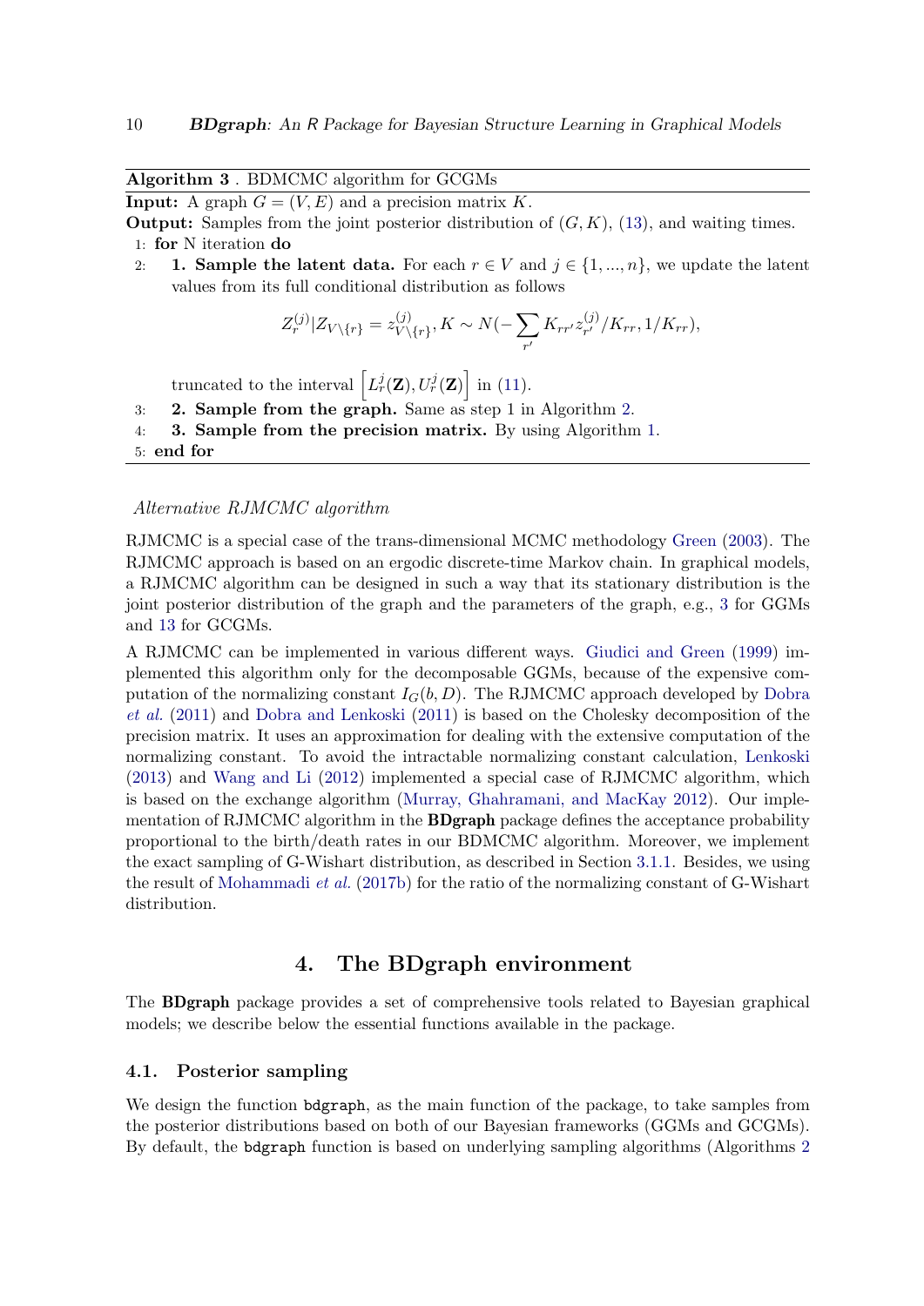**Algorithm 3** . BDMCMC algorithm for GCGMs

**Input:** A graph $G = (V, E)$ and a precision matrix $K$.

**Output:** Samples from the joint posterior distribution of $(G, K)$, (13), and waiting times.

1: **for** N iteration **do**

2: &nbsp;&nbsp;&nbsp;&nbsp;**1. Sample the latent data.** For each $r \in V$ and $j \in \{1, ..., n\}$, we update the latent values from its full conditional distribution as follows

$$Z_r^{(j)} | Z_{V \setminus \{r\}} = z_{V \setminus \{r\}}^{(j)}, K \sim N(-\sum_{r'} K_{rr'} z_{r'}^{(j)} / K_{rr}, 1/K_{rr}),$$

&nbsp;&nbsp;&nbsp;&nbsp;truncated to the interval $\left[L_r^j(\mathbf{Z}), U_r^j(\mathbf{Z})\right]$ in (11).

3: &nbsp;&nbsp;&nbsp;&nbsp;**2. Sample from the graph.** Same as step 1 in Algorithm 2.

4: &nbsp;&nbsp;&nbsp;&nbsp;**3. Sample from the precision matrix.** By using Algorithm 1.

5: **end for**

*Alternative RJMCMC algorithm*

RJMCMC is a special case of the trans-dimensional MCMC methodology Green (2003). The RJMCMC approach is based on an ergodic discrete-time Markov chain. In graphical models, a RJMCMC algorithm can be designed in such a way that its stationary distribution is the joint posterior distribution of the graph and the parameters of the graph, e.g., 3 for GGMs and 13 for GCGMs.

A RJMCMC can be implemented in various different ways. Giudici and Green (1999) implemented this algorithm only for the decomposable GGMs, because of the expensive computation of the normalizing constant $I_G(b, D)$. The RJMCMC approach developed by Dobra *et al.* (2011) and Dobra and Lenkoski (2011) is based on the Cholesky decomposition of the precision matrix. It uses an approximation for dealing with the extensive computation of the normalizing constant. To avoid the intractable normalizing constant calculation, Lenkoski (2013) and Wang and Li (2012) implemented a special case of RJMCMC algorithm, which is based on the exchange algorithm (Murray, Ghahramani, and MacKay 2012). Our implementation of RJMCMC algorithm in the **BDgraph** package defines the acceptance probability proportional to the birth/death rates in our BDMCMC algorithm. Moreover, we implement the exact sampling of G-Wishart distribution, as described in Section 3.1.1. Besides, we using the result of Mohammadi *et al.* (2017b) for the ratio of the normalizing constant of G-Wishart distribution.

# 4. The BDgraph environment

The **BDgraph** package provides a set of comprehensive tools related to Bayesian graphical models; we describe below the essential functions available in the package.

## 4.1. Posterior sampling

We design the function `bdgraph`, as the main function of the package, to take samples from the posterior distributions based on both of our Bayesian frameworks (GGMs and GCGMs). By default, the `bdgraph` function is based on underlying sampling algorithms (Algorithms 2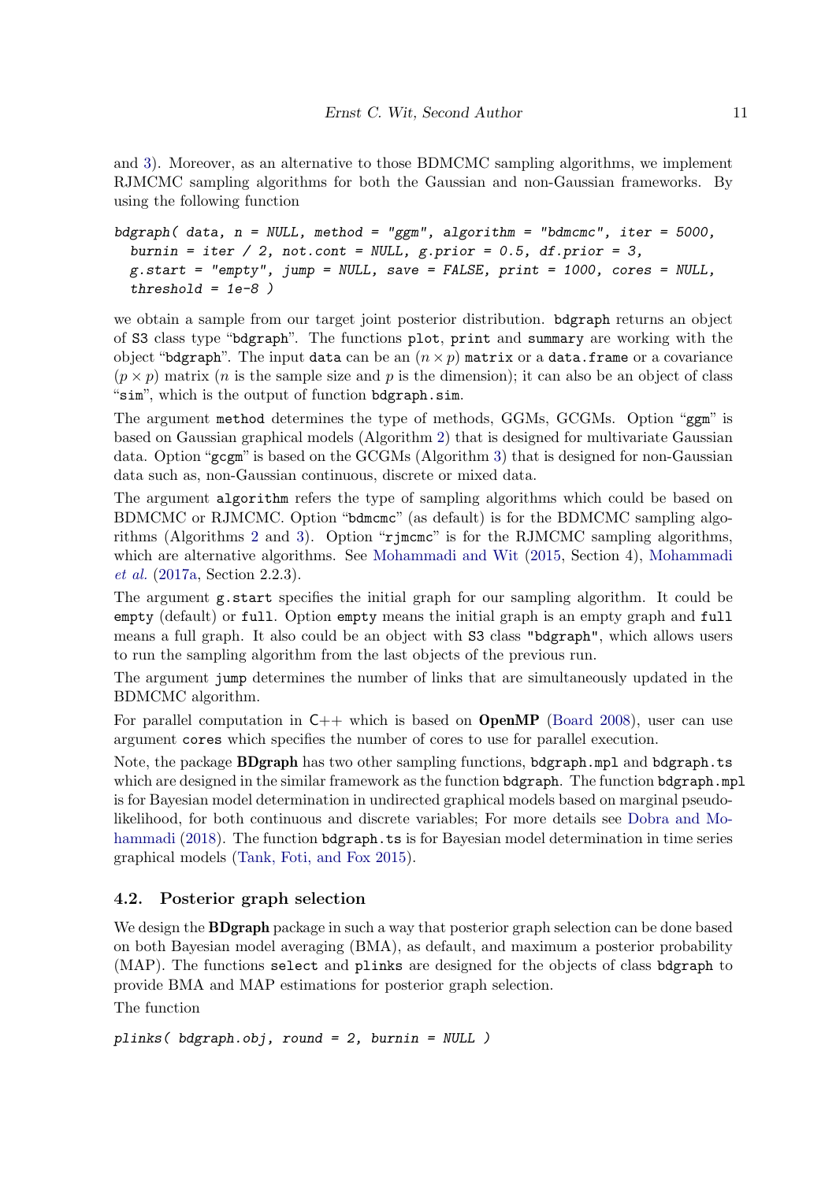and 3). Moreover, as an alternative to those BDMCMC sampling algorithms, we implement RJMCMC sampling algorithms for both the Gaussian and non-Gaussian frameworks. By using the following function

```
bdgraph( data, n = NULL, method = "ggm", algorithm = "bdmcmc", iter = 5000,
  burnin = iter / 2, not.cont = NULL, g.prior = 0.5, df.prior = 3,
  g.start = "empty", jump = NULL, save = FALSE, print = 1000, cores = NULL,
  threshold = 1e-8 )
```

we obtain a sample from our target joint posterior distribution. `bdgraph` returns an object of `S3` class type "`bdgraph`". The functions `plot`, `print` and `summary` are working with the object "`bdgraph`". The input `data` can be an $(n \times p)$ `matrix` or a `data.frame` or a covariance $(p \times p)$ matrix ($n$ is the sample size and $p$ is the dimension); it can also be an object of class "`sim`", which is the output of function `bdgraph.sim`.

The argument `method` determines the type of methods, GGMs, GCGMs. Option "`ggm`" is based on Gaussian graphical models (Algorithm 2) that is designed for multivariate Gaussian data. Option "`gcgm`" is based on the GCGMs (Algorithm 3) that is designed for non-Gaussian data such as, non-Gaussian continuous, discrete or mixed data.

The argument `algorithm` refers the type of sampling algorithms which could be based on BDMCMC or RJMCMC. Option "`bdmcmc`" (as default) is for the BDMCMC sampling algorithms (Algorithms 2 and 3). Option "`rjmcmc`" is for the RJMCMC sampling algorithms, which are alternative algorithms. See Mohammadi and Wit (2015, Section 4), Mohammadi *et al.* (2017a, Section 2.2.3).

The argument `g.start` specifies the initial graph for our sampling algorithm. It could be `empty` (default) or `full`. Option `empty` means the initial graph is an empty graph and `full` means a full graph. It also could be an object with `S3` class `"bdgraph"`, which allows users to run the sampling algorithm from the last objects of the previous run.

The argument `jump` determines the number of links that are simultaneously updated in the BDMCMC algorithm.

For parallel computation in `C++` which is based on **OpenMP** (Board 2008), user can use argument `cores` which specifies the number of cores to use for parallel execution.

Note, the package **BDgraph** has two other sampling functions, `bdgraph.mpl` and `bdgraph.ts` which are designed in the similar framework as the function `bdgraph`. The function `bdgraph.mpl` is for Bayesian model determination in undirected graphical models based on marginal pseudo-likelihood, for both continuous and discrete variables; For more details see Dobra and Mohammadi (2018). The function `bdgraph.ts` is for Bayesian model determination in time series graphical models (Tank, Foti, and Fox 2015).

## 4.2. Posterior graph selection

We design the **BDgraph** package in such a way that posterior graph selection can be done based on both Bayesian model averaging (BMA), as default, and maximum a posterior probability (MAP). The functions `select` and `plinks` are designed for the objects of class `bdgraph` to provide BMA and MAP estimations for posterior graph selection.

The function

```
plinks( bdgraph.obj, round = 2, burnin = NULL )
```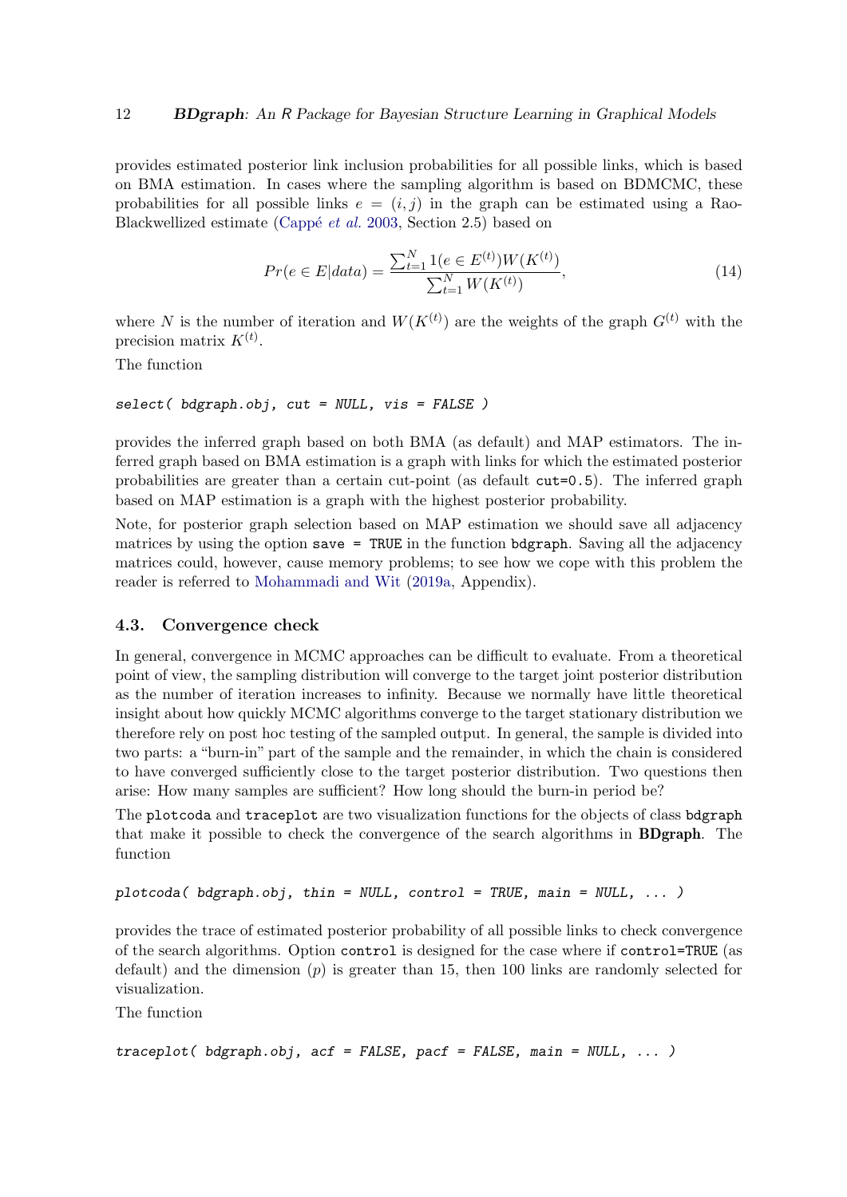provides estimated posterior link inclusion probabilities for all possible links, which is based on BMA estimation. In cases where the sampling algorithm is based on BDMCMC, these probabilities for all possible links $e = (i, j)$ in the graph can be estimated using a Rao-Blackwellized estimate (Cappé *et al.* 2003, Section 2.5) based on

$$Pr(e \in E|data) = \frac{\sum_{t=1}^{N} 1(e \in E^{(t)}) W(K^{(t)})}{\sum_{t=1}^{N} W(K^{(t)})}, \tag{14}$$

where $N$ is the number of iteration and $W(K^{(t)})$ are the weights of the graph $G^{(t)}$ with the precision matrix $K^{(t)}$.

The function

```
select( bdgraph.obj, cut = NULL, vis = FALSE )
```

provides the inferred graph based on both BMA (as default) and MAP estimators. The inferred graph based on BMA estimation is a graph with links for which the estimated posterior probabilities are greater than a certain cut-point (as default `cut=0.5`). The inferred graph based on MAP estimation is a graph with the highest posterior probability.

Note, for posterior graph selection based on MAP estimation we should save all adjacency matrices by using the option `save = TRUE` in the function `bdgraph`. Saving all the adjacency matrices could, however, cause memory problems; to see how we cope with this problem the reader is referred to Mohammadi and Wit (2019a, Appendix).

### 4.3. Convergence check

In general, convergence in MCMC approaches can be difficult to evaluate. From a theoretical point of view, the sampling distribution will converge to the target joint posterior distribution as the number of iteration increases to infinity. Because we normally have little theoretical insight about how quickly MCMC algorithms converge to the target stationary distribution we therefore rely on post hoc testing of the sampled output. In general, the sample is divided into two parts: a "burn-in" part of the sample and the remainder, in which the chain is considered to have converged sufficiently close to the target posterior distribution. Two questions then arise: How many samples are sufficient? How long should the burn-in period be?

The `plotcoda` and `traceplot` are two visualization functions for the objects of class `bdgraph` that make it possible to check the convergence of the search algorithms in **BDgraph**. The function

```
plotcoda( bdgraph.obj, thin = NULL, control = TRUE, main = NULL, ... )
```

provides the trace of estimated posterior probability of all possible links to check convergence of the search algorithms. Option `control` is designed for the case where if `control=TRUE` (as default) and the dimension ($p$) is greater than 15, then 100 links are randomly selected for visualization.

The function

```
traceplot( bdgraph.obj, acf = FALSE, pacf = FALSE, main = NULL, ... )
```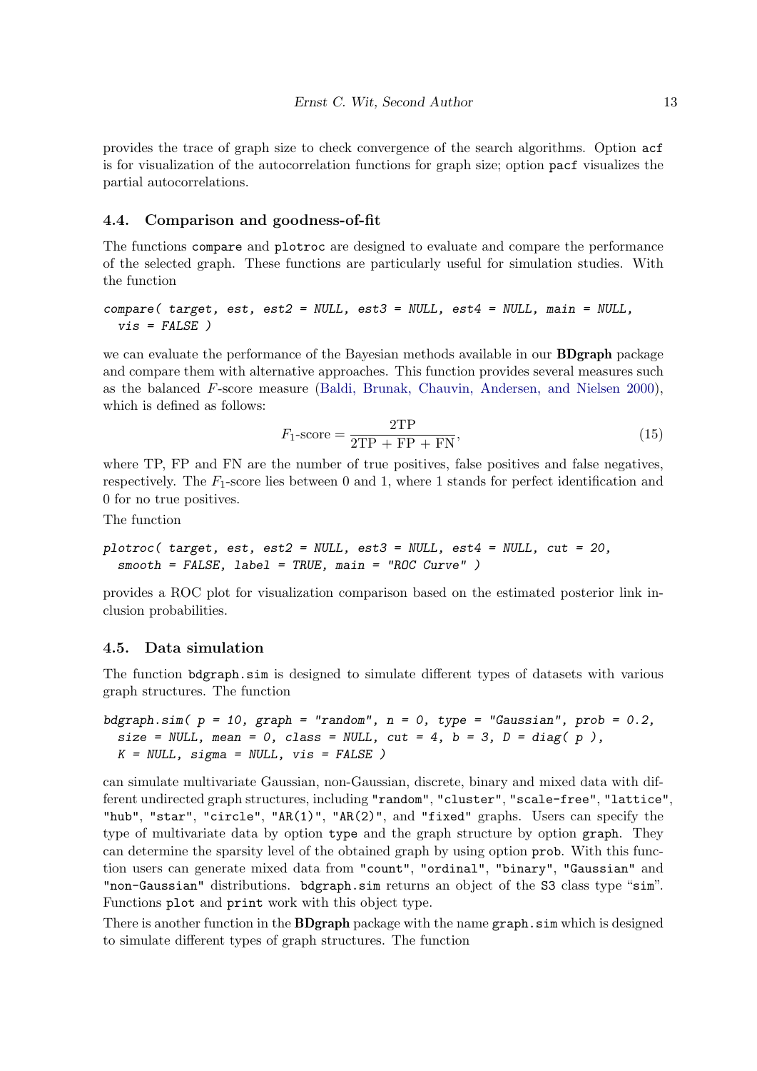provides the trace of graph size to check convergence of the search algorithms. Option `acf` is for visualization of the autocorrelation functions for graph size; option `pacf` visualizes the partial autocorrelations.

### 4.4. Comparison and goodness-of-fit

The functions `compare` and `plotroc` are designed to evaluate and compare the performance of the selected graph. These functions are particularly useful for simulation studies. With the function

```
compare( target, est, est2 = NULL, est3 = NULL, est4 = NULL, main = NULL,
  vis = FALSE )
```

we can evaluate the performance of the Bayesian methods available in our **BDgraph** package and compare them with alternative approaches. This function provides several measures such as the balanced $F$-score measure (Baldi, Brunak, Chauvin, Andersen, and Nielsen 2000), which is defined as follows:

$$F_1\text{-score} = \frac{2\text{TP}}{2\text{TP} + \text{FP} + \text{FN}}, \tag{15}$$

where TP, FP and FN are the number of true positives, false positives and false negatives, respectively. The $F_1$-score lies between 0 and 1, where 1 stands for perfect identification and 0 for no true positives.

The function

```
plotroc( target, est, est2 = NULL, est3 = NULL, est4 = NULL, cut = 20,
  smooth = FALSE, label = TRUE, main = "ROC Curve" )
```

provides a ROC plot for visualization comparison based on the estimated posterior link inclusion probabilities.

### 4.5. Data simulation

The function `bdgraph.sim` is designed to simulate different types of datasets with various graph structures. The function

```
bdgraph.sim( p = 10, graph = "random", n = 0, type = "Gaussian", prob = 0.2,
  size = NULL, mean = 0, class = NULL, cut = 4, b = 3, D = diag( p ),
  K = NULL, sigma = NULL, vis = FALSE )
```

can simulate multivariate Gaussian, non-Gaussian, discrete, binary and mixed data with different undirected graph structures, including `"random"`, `"cluster"`, `"scale-free"`, `"lattice"`, `"hub"`, `"star"`, `"circle"`, `"AR(1)"`, `"AR(2)"`, and `"fixed"` graphs. Users can specify the type of multivariate data by option `type` and the graph structure by option `graph`. They can determine the sparsity level of the obtained graph by using option `prob`. With this function users can generate mixed data from `"count"`, `"ordinal"`, `"binary"`, `"Gaussian"` and `"non-Gaussian"` distributions. `bdgraph.sim` returns an object of the `S3` class type "`sim`". Functions `plot` and `print` work with this object type.

There is another function in the **BDgraph** package with the name `graph.sim` which is designed to simulate different types of graph structures. The function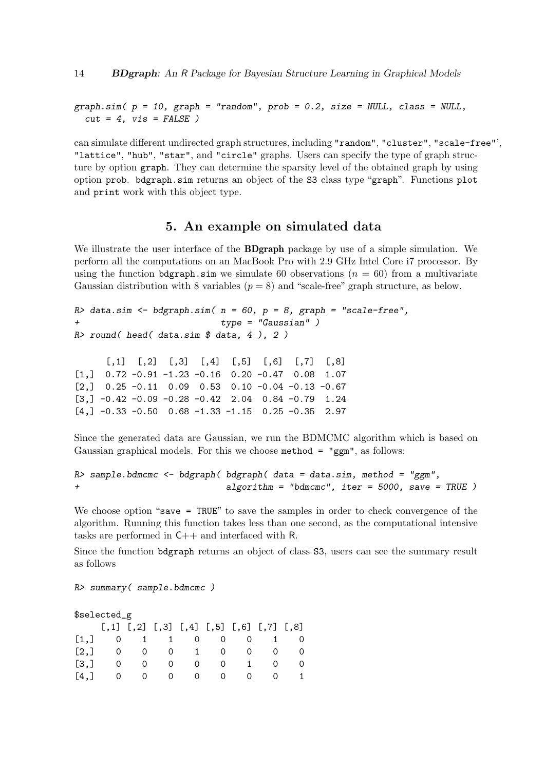```
graph.sim( p = 10, graph = "random", prob = 0.2, size = NULL, class = NULL,
  cut = 4, vis = FALSE )
```

can simulate different undirected graph structures, including "random", "cluster", "scale-free"', "lattice", "hub", "star", and "circle" graphs. Users can specify the type of graph structure by option graph. They can determine the sparsity level of the obtained graph by using option prob. bdgraph.sim returns an object of the S3 class type "graph". Functions plot and print work with this object type.

## 5. An example on simulated data

We illustrate the user interface of the **BDgraph** package by use of a simple simulation. We perform all the computations on an MacBook Pro with 2.9 GHz Intel Core i7 processor. By using the function bdgraph.sim we simulate 60 observations ($n = 60$) from a multivariate Gaussian distribution with 8 variables ($p = 8$) and "scale-free" graph structure, as below.

```
R> data.sim <- bdgraph.sim( n = 60, p = 8, graph = "scale-free",
+                           type = "Gaussian" )
R> round( head( data.sim $ data, 4 ), 2 )

      [,1]  [,2]  [,3]  [,4]  [,5]  [,6]  [,7]  [,8]
[1,]  0.72 -0.91 -1.23 -0.16  0.20 -0.47  0.08  1.07
[2,]  0.25 -0.11  0.09  0.53  0.10 -0.04 -0.13 -0.67
[3,] -0.42 -0.09 -0.28 -0.42  2.04  0.84 -0.79  1.24
[4,] -0.33 -0.50  0.68 -1.33 -1.15  0.25 -0.35  2.97
```

Since the generated data are Gaussian, we run the BDMCMC algorithm which is based on Gaussian graphical models. For this we choose method = "ggm", as follows:

```
R> sample.bdmcmc <- bdgraph( bdgraph( data = data.sim, method = "ggm",
+                            algorithm = "bdmcmc", iter = 5000, save = TRUE )
```

We choose option "save = TRUE" to save the samples in order to check convergence of the algorithm. Running this function takes less than one second, as the computational intensive tasks are performed in C++ and interfaced with R.

Since the function bdgraph returns an object of class S3, users can see the summary result as follows

```
R> summary( sample.bdmcmc )

$selected_g
     [,1] [,2] [,3] [,4] [,5] [,6] [,7] [,8]
[1,]    0    1    1    0    0    0    1    0
[2,]    0    0    0    1    0    0    0    0
[3,]    0    0    0    0    0    1    0    0
[4,]    0    0    0    0    0    0    0    1
```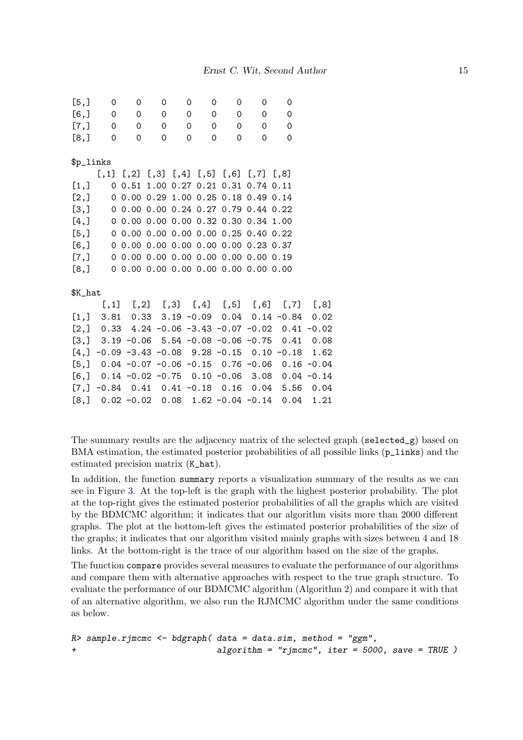```
[5,]    0    0    0    0    0    0    0    0
[6,]    0    0    0    0    0    0    0    0
[7,]    0    0    0    0    0    0    0    0
[8,]    0    0    0    0    0    0    0    0

$p_links
     [,1] [,2] [,3] [,4] [,5] [,6] [,7] [,8]
[1,]    0 0.51 1.00 0.27 0.21 0.31 0.74 0.11
[2,]    0 0.00 0.29 1.00 0.25 0.18 0.49 0.14
[3,]    0 0.00 0.00 0.24 0.27 0.79 0.44 0.22
[4,]    0 0.00 0.00 0.00 0.32 0.30 0.34 1.00
[5,]    0 0.00 0.00 0.00 0.00 0.25 0.40 0.22
[6,]    0 0.00 0.00 0.00 0.00 0.00 0.23 0.37
[7,]    0 0.00 0.00 0.00 0.00 0.00 0.00 0.19
[8,]    0 0.00 0.00 0.00 0.00 0.00 0.00 0.00

$K_hat
      [,1]  [,2]  [,3]  [,4]  [,5]  [,6]  [,7]  [,8]
[1,]  3.81  0.33  3.19 -0.09  0.04  0.14 -0.84  0.02
[2,]  0.33  4.24 -0.06 -3.43 -0.07 -0.02  0.41 -0.02
[3,]  3.19 -0.06  5.54 -0.08 -0.06 -0.75  0.41  0.08
[4,] -0.09 -3.43 -0.08  9.28 -0.15  0.10 -0.18  1.62
[5,]  0.04 -0.07 -0.06 -0.15  0.76 -0.06  0.16 -0.04
[6,]  0.14 -0.02 -0.75  0.10 -0.06  3.08  0.04 -0.14
[7,] -0.84  0.41  0.41 -0.18  0.16  0.04  5.56  0.04
[8,]  0.02 -0.02  0.08  1.62 -0.04 -0.14  0.04  1.21
```

The summary results are the adjacency matrix of the selected graph (`selected_g`) based on BMA estimation, the estimated posterior probabilities of all possible links (`p_links`) and the estimated precision matrix (`K_hat`).

In addition, the function `summary` reports a visualization summary of the results as we can see in Figure 3. At the top-left is the graph with the highest posterior probability. The plot at the top-right gives the estimated posterior probabilities of all the graphs which are visited by the BDMCMC algorithm; it indicates that our algorithm visits more than 2000 different graphs. The plot at the bottom-left gives the estimated posterior probabilities of the size of the graphs; it indicates that our algorithm visited mainly graphs with sizes between 4 and 18 links. At the bottom-right is the trace of our algorithm based on the size of the graphs.

The function `compare` provides several measures to evaluate the performance of our algorithms and compare them with alternative approaches with respect to the true graph structure. To evaluate the performance of our BDMCMC algorithm (Algorithm 2) and compare it with that of an alternative algorithm, we also run the RJMCMC algorithm under the same conditions as below.

```
R> sample.rjmcmc <- bdgraph( data = data.sim, method = "ggm",
+                             algorithm = "rjmcmc", iter = 5000, save = TRUE )
```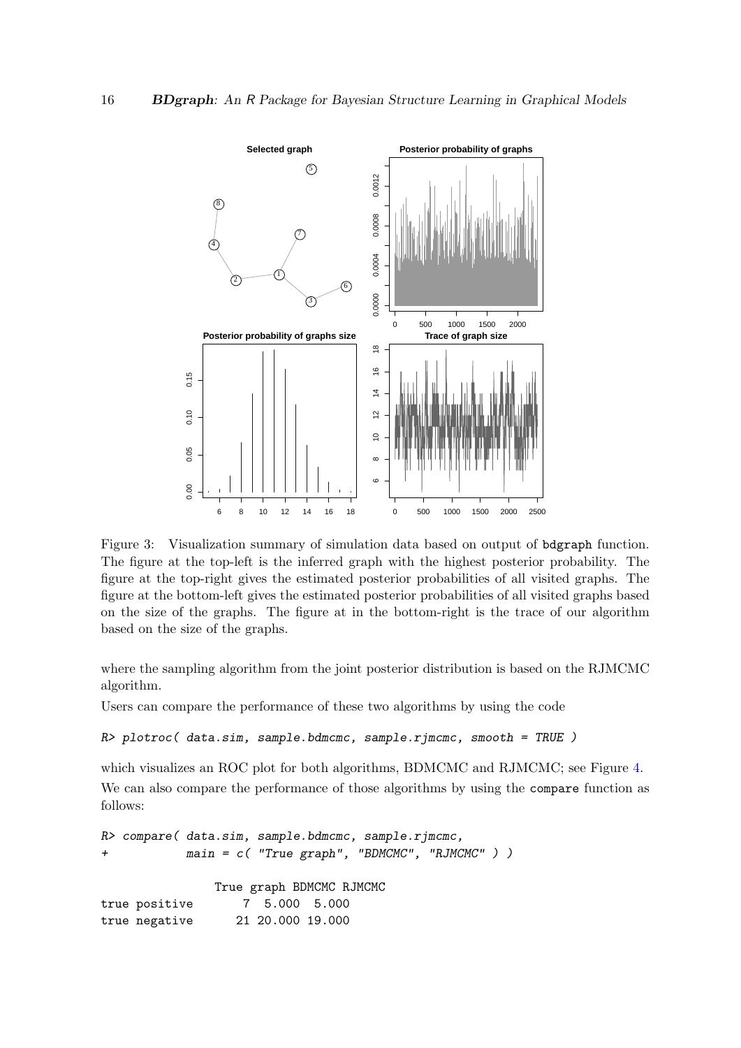Figure 3: Visualization summary of simulation data based on output of bdgraph function. The figure at the top-left is the inferred graph with the highest posterior probability. The figure at the top-right gives the estimated posterior probabilities of all visited graphs. The figure at the bottom-left gives the estimated posterior probabilities of all visited graphs based on the size of the graphs. The figure at in the bottom-right is the trace of our algorithm based on the size of the graphs.

where the sampling algorithm from the joint posterior distribution is based on the RJMCMC algorithm.

Users can compare the performance of these two algorithms by using the code

```
R> plotroc( data.sim, sample.bdmcmc, sample.rjmcmc, smooth = TRUE )
```

which visualizes an ROC plot for both algorithms, BDMCMC and RJMCMC; see Figure 4.

We can also compare the performance of those algorithms by using the compare function as follows:

```
R> compare( data.sim, sample.bdmcmc, sample.rjmcmc,
+           main = c( "True graph", "BDMCMC", "RJMCMC" ) )

               True graph BDMCMC RJMCMC
true positive        7  5.000  5.000
true negative       21 20.000 19.000
```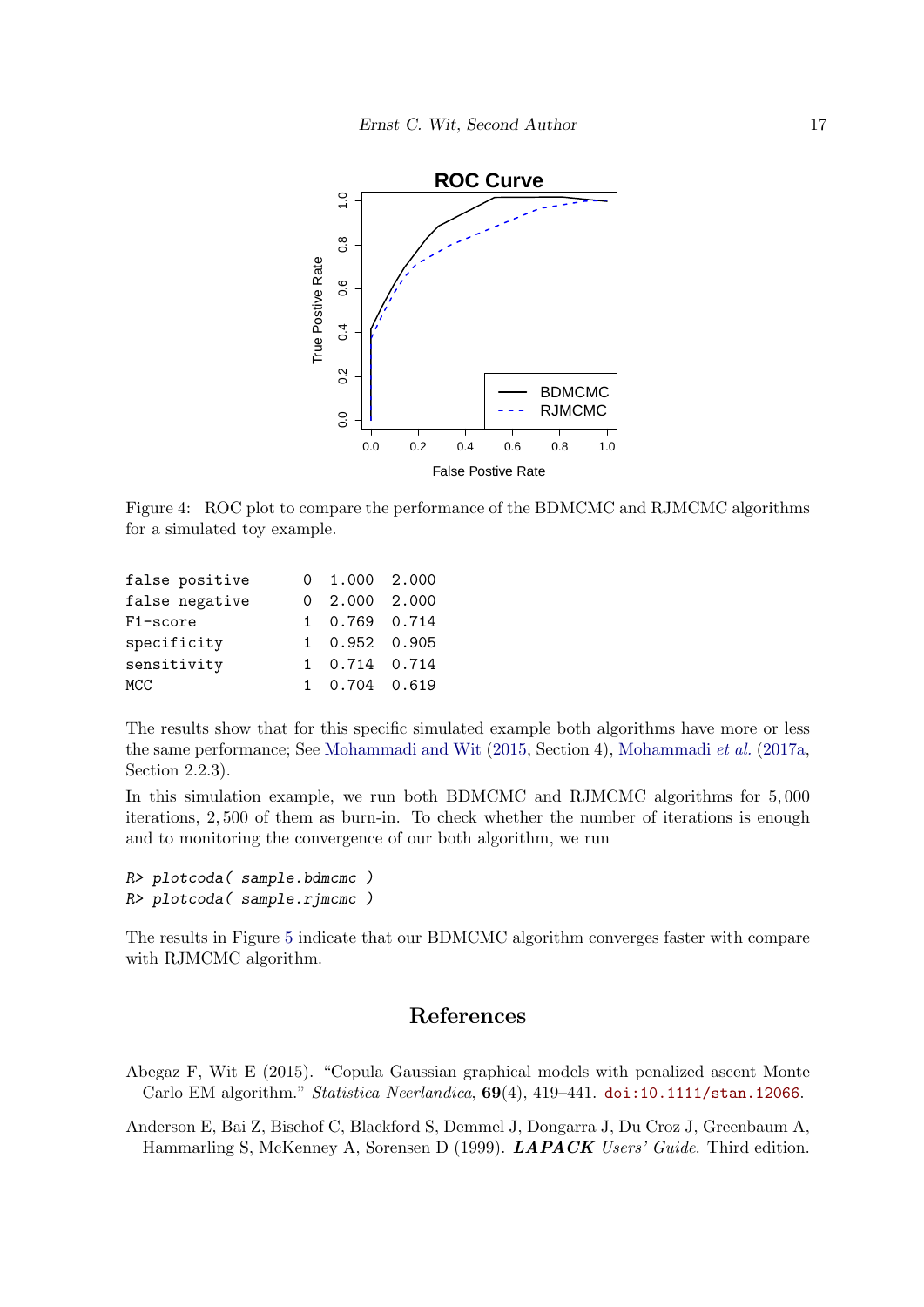Figure 4: ROC plot to compare the performance of the BDMCMC and RJMCMC algorithms for a simulated toy example.

```
false positive      0  1.000  2.000
false negative      0  2.000  2.000
F1-score            1  0.769  0.714
specificity         1  0.952  0.905
sensitivity         1  0.714  0.714
MCC                 1  0.704  0.619
```

The results show that for this specific simulated example both algorithms have more or less the same performance; See Mohammadi and Wit (2015, Section 4), Mohammadi *et al.* (2017a, Section 2.2.3).

In this simulation example, we run both BDMCMC and RJMCMC algorithms for 5,000 iterations, 2,500 of them as burn-in. To check whether the number of iterations is enough and to monitoring the convergence of our both algorithm, we run

```
R> plotcoda( sample.bdmcmc )
R> plotcoda( sample.rjmcmc )
```

The results in Figure 5 indicate that our BDMCMC algorithm converges faster with compare with RJMCMC algorithm.

## References

Abegaz F, Wit E (2015). "Copula Gaussian graphical models with penalized ascent Monte Carlo EM algorithm." *Statistica Neerlandica*, **69**(4), 419–441. doi:10.1111/stan.12066.

Anderson E, Bai Z, Bischof C, Blackford S, Demmel J, Dongarra J, Du Croz J, Greenbaum A, Hammarling S, McKenney A, Sorensen D (1999). ***LAPACK** Users' Guide*. Third edition.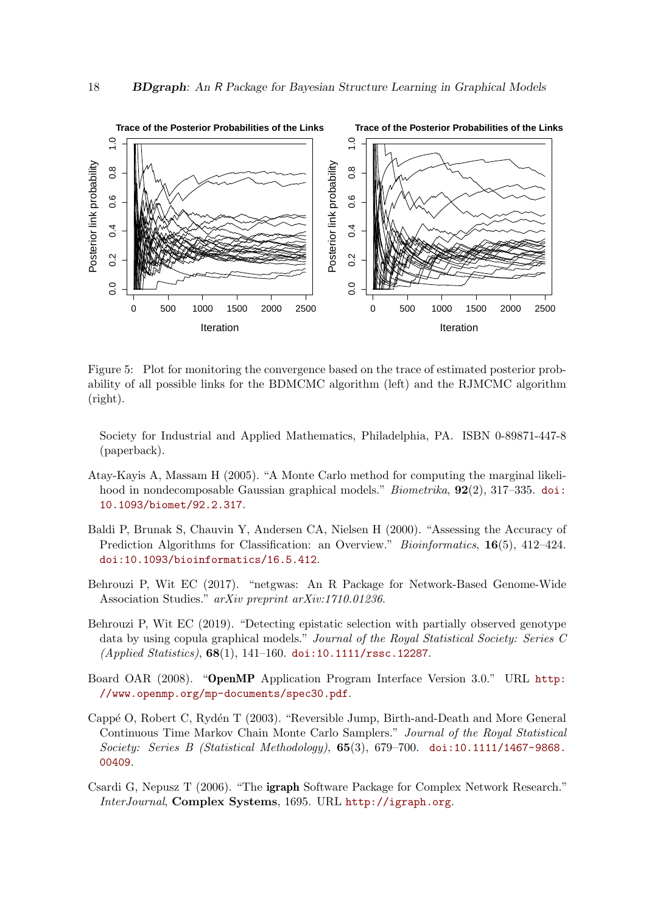Figure 5: Plot for monitoring the convergence based on the trace of estimated posterior probability of all possible links for the BDMCMC algorithm (left) and the RJMCMC algorithm (right).

Society for Industrial and Applied Mathematics, Philadelphia, PA. ISBN 0-89871-447-8 (paperback).

Atay-Kayis A, Massam H (2005). "A Monte Carlo method for computing the marginal likelihood in nondecomposable Gaussian graphical models." *Biometrika*, **92**(2), 317–335. doi:10.1093/biomet/92.2.317.

Baldi P, Brunak S, Chauvin Y, Andersen CA, Nielsen H (2000). "Assessing the Accuracy of Prediction Algorithms for Classification: an Overview." *Bioinformatics*, **16**(5), 412–424. doi:10.1093/bioinformatics/16.5.412.

Behrouzi P, Wit EC (2017). "netgwas: An R Package for Network-Based Genome-Wide Association Studies." *arXiv preprint arXiv:1710.01236*.

Behrouzi P, Wit EC (2019). "Detecting epistatic selection with partially observed genotype data by using copula graphical models." *Journal of the Royal Statistical Society: Series C (Applied Statistics)*, **68**(1), 141–160. doi:10.1111/rssc.12287.

Board OAR (2008). "**OpenMP** Application Program Interface Version 3.0." URL http://www.openmp.org/mp-documents/spec30.pdf.

Cappé O, Robert C, Rydén T (2003). "Reversible Jump, Birth-and-Death and More General Continuous Time Markov Chain Monte Carlo Samplers." *Journal of the Royal Statistical Society: Series B (Statistical Methodology)*, **65**(3), 679–700. doi:10.1111/1467-9868.00409.

Csardi G, Nepusz T (2006). "The **igraph** Software Package for Complex Network Research." *InterJournal*, **Complex Systems**, 1695. URL http://igraph.org.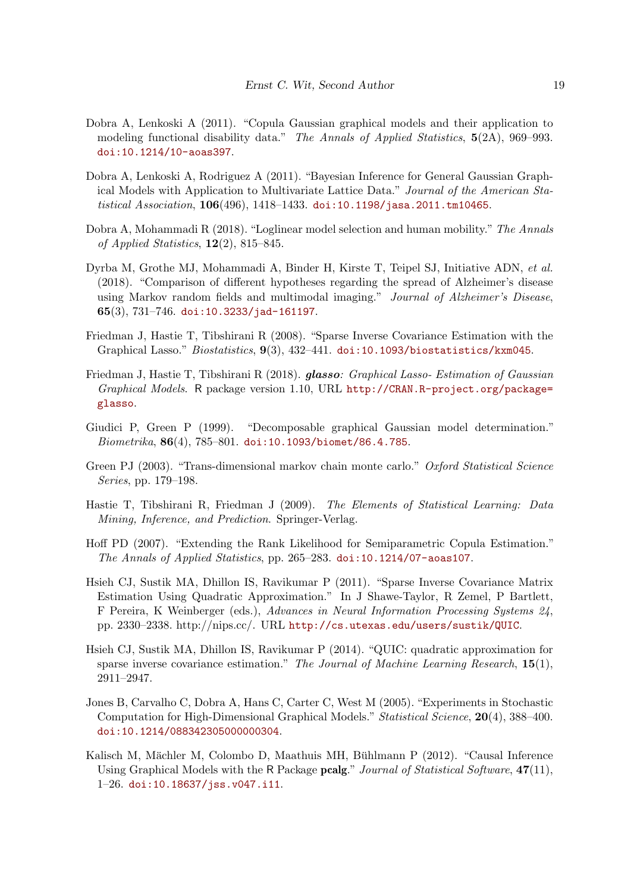Dobra A, Lenkoski A (2011). "Copula Gaussian graphical models and their application to modeling functional disability data." *The Annals of Applied Statistics*, **5**(2A), 969–993. doi:10.1214/10-aoas397.

Dobra A, Lenkoski A, Rodriguez A (2011). "Bayesian Inference for General Gaussian Graphical Models with Application to Multivariate Lattice Data." *Journal of the American Statistical Association*, **106**(496), 1418–1433. doi:10.1198/jasa.2011.tm10465.

Dobra A, Mohammadi R (2018). "Loglinear model selection and human mobility." *The Annals of Applied Statistics*, **12**(2), 815–845.

Dyrba M, Grothe MJ, Mohammadi A, Binder H, Kirste T, Teipel SJ, Initiative ADN, *et al.* (2018). "Comparison of different hypotheses regarding the spread of Alzheimer's disease using Markov random fields and multimodal imaging." *Journal of Alzheimer's Disease*, **65**(3), 731–746. doi:10.3233/jad-161197.

Friedman J, Hastie T, Tibshirani R (2008). "Sparse Inverse Covariance Estimation with the Graphical Lasso." *Biostatistics*, **9**(3), 432–441. doi:10.1093/biostatistics/kxm045.

Friedman J, Hastie T, Tibshirani R (2018). ***glasso**: Graphical Lasso- Estimation of Gaussian Graphical Models*. R package version 1.10, URL http://CRAN.R-project.org/package=glasso.

Giudici P, Green P (1999). "Decomposable graphical Gaussian model determination." *Biometrika*, **86**(4), 785–801. doi:10.1093/biomet/86.4.785.

Green PJ (2003). "Trans-dimensional markov chain monte carlo." *Oxford Statistical Science Series*, pp. 179–198.

Hastie T, Tibshirani R, Friedman J (2009). *The Elements of Statistical Learning: Data Mining, Inference, and Prediction*. Springer-Verlag.

Hoff PD (2007). "Extending the Rank Likelihood for Semiparametric Copula Estimation." *The Annals of Applied Statistics*, pp. 265–283. doi:10.1214/07-aoas107.

Hsieh CJ, Sustik MA, Dhillon IS, Ravikumar P (2011). "Sparse Inverse Covariance Matrix Estimation Using Quadratic Approximation." In J Shawe-Taylor, R Zemel, P Bartlett, F Pereira, K Weinberger (eds.), *Advances in Neural Information Processing Systems 24*, pp. 2330–2338. http://nips.cc/. URL http://cs.utexas.edu/users/sustik/QUIC.

Hsieh CJ, Sustik MA, Dhillon IS, Ravikumar P (2014). "QUIC: quadratic approximation for sparse inverse covariance estimation." *The Journal of Machine Learning Research*, **15**(1), 2911–2947.

Jones B, Carvalho C, Dobra A, Hans C, Carter C, West M (2005). "Experiments in Stochastic Computation for High-Dimensional Graphical Models." *Statistical Science*, **20**(4), 388–400. doi:10.1214/088342305000000304.

Kalisch M, Mächler M, Colombo D, Maathuis MH, Bühlmann P (2012). "Causal Inference Using Graphical Models with the R Package **pcalg**." *Journal of Statistical Software*, **47**(11), 1–26. doi:10.18637/jss.v047.i11.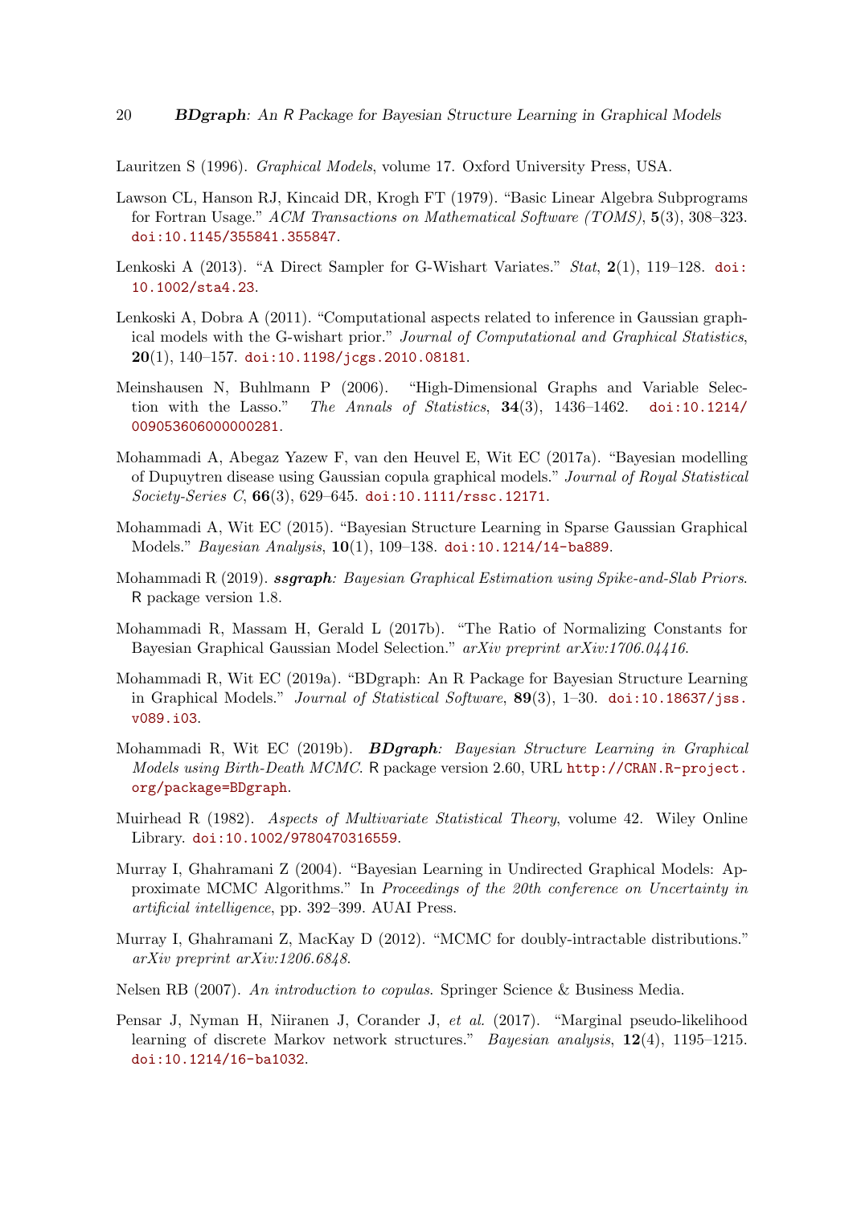Lauritzen S (1996). *Graphical Models*, volume 17. Oxford University Press, USA.

Lawson CL, Hanson RJ, Kincaid DR, Krogh FT (1979). "Basic Linear Algebra Subprograms for Fortran Usage." *ACM Transactions on Mathematical Software (TOMS)*, **5**(3), 308–323. doi:10.1145/355841.355847.

Lenkoski A (2013). "A Direct Sampler for G-Wishart Variates." *Stat*, **2**(1), 119–128. doi:10.1002/sta4.23.

Lenkoski A, Dobra A (2011). "Computational aspects related to inference in Gaussian graphical models with the G-wishart prior." *Journal of Computational and Graphical Statistics*, **20**(1), 140–157. doi:10.1198/jcgs.2010.08181.

Meinshausen N, Buhlmann P (2006). "High-Dimensional Graphs and Variable Selection with the Lasso." *The Annals of Statistics*, **34**(3), 1436–1462. doi:10.1214/009053606000000281.

Mohammadi A, Abegaz Yazew F, van den Heuvel E, Wit EC (2017a). "Bayesian modelling of Dupuytren disease using Gaussian copula graphical models." *Journal of Royal Statistical Society-Series C*, **66**(3), 629–645. doi:10.1111/rssc.12171.

Mohammadi A, Wit EC (2015). "Bayesian Structure Learning in Sparse Gaussian Graphical Models." *Bayesian Analysis*, **10**(1), 109–138. doi:10.1214/14-ba889.

Mohammadi R (2019). ***ssgraph**: Bayesian Graphical Estimation using Spike-and-Slab Priors*. R package version 1.8.

Mohammadi R, Massam H, Gerald L (2017b). "The Ratio of Normalizing Constants for Bayesian Graphical Gaussian Model Selection." *arXiv preprint arXiv:1706.04416*.

Mohammadi R, Wit EC (2019a). "BDgraph: An R Package for Bayesian Structure Learning in Graphical Models." *Journal of Statistical Software*, **89**(3), 1–30. doi:10.18637/jss.v089.i03.

Mohammadi R, Wit EC (2019b). ***BDgraph**: Bayesian Structure Learning in Graphical Models using Birth-Death MCMC*. R package version 2.60, URL http://CRAN.R-project.org/package=BDgraph.

Muirhead R (1982). *Aspects of Multivariate Statistical Theory*, volume 42. Wiley Online Library. doi:10.1002/9780470316559.

Murray I, Ghahramani Z (2004). "Bayesian Learning in Undirected Graphical Models: Approximate MCMC Algorithms." In *Proceedings of the 20th conference on Uncertainty in artificial intelligence*, pp. 392–399. AUAI Press.

Murray I, Ghahramani Z, MacKay D (2012). "MCMC for doubly-intractable distributions." *arXiv preprint arXiv:1206.6848*.

Nelsen RB (2007). *An introduction to copulas*. Springer Science & Business Media.

Pensar J, Nyman H, Niiranen J, Corander J, *et al.* (2017). "Marginal pseudo-likelihood learning of discrete Markov network structures." *Bayesian analysis*, **12**(4), 1195–1215. doi:10.1214/16-ba1032.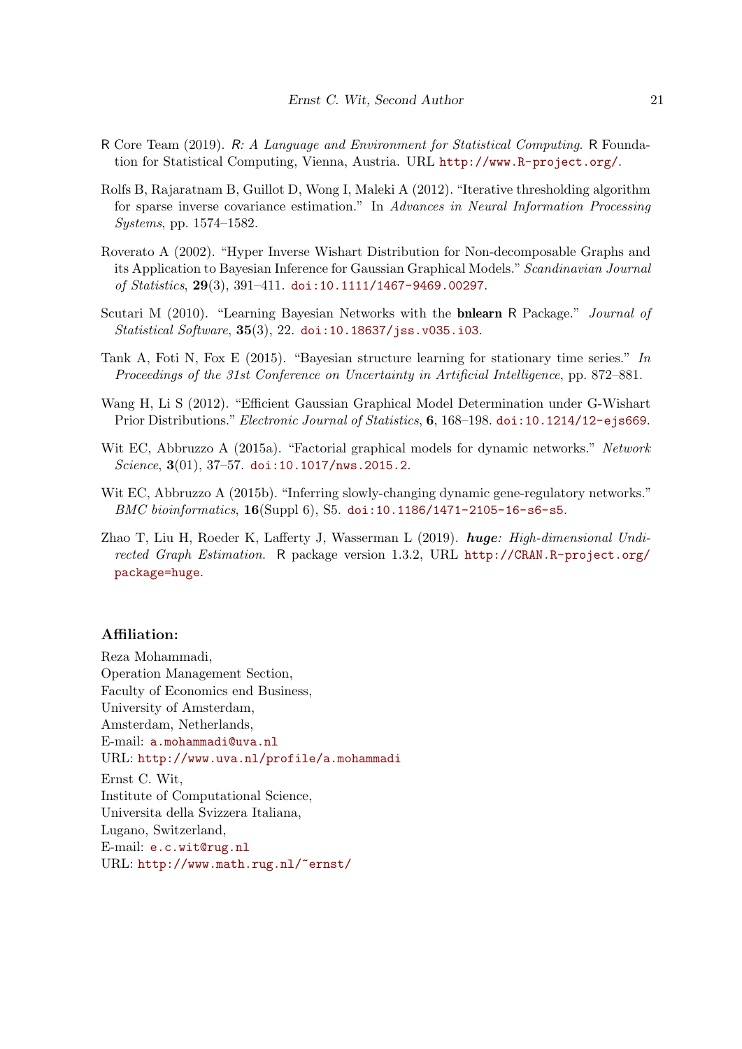R Core Team (2019). *R: A Language and Environment for Statistical Computing*. R Foundation for Statistical Computing, Vienna, Austria. URL http://www.R-project.org/.

Rolfs B, Rajaratnam B, Guillot D, Wong I, Maleki A (2012). "Iterative thresholding algorithm for sparse inverse covariance estimation." In *Advances in Neural Information Processing Systems*, pp. 1574–1582.

Roverato A (2002). "Hyper Inverse Wishart Distribution for Non-decomposable Graphs and its Application to Bayesian Inference for Gaussian Graphical Models." *Scandinavian Journal of Statistics*, **29**(3), 391–411. doi:10.1111/1467-9469.00297.

Scutari M (2010). "Learning Bayesian Networks with the **bnlearn** R Package." *Journal of Statistical Software*, **35**(3), 22. doi:10.18637/jss.v035.i03.

Tank A, Foti N, Fox E (2015). "Bayesian structure learning for stationary time series." *In Proceedings of the 31st Conference on Uncertainty in Artificial Intelligence*, pp. 872–881.

Wang H, Li S (2012). "Efficient Gaussian Graphical Model Determination under G-Wishart Prior Distributions." *Electronic Journal of Statistics*, **6**, 168–198. doi:10.1214/12-ejs669.

Wit EC, Abbruzzo A (2015a). "Factorial graphical models for dynamic networks." *Network Science*, **3**(01), 37–57. doi:10.1017/nws.2015.2.

Wit EC, Abbruzzo A (2015b). "Inferring slowly-changing dynamic gene-regulatory networks." *BMC bioinformatics*, **16**(Suppl 6), S5. doi:10.1186/1471-2105-16-s6-s5.

Zhao T, Liu H, Roeder K, Lafferty J, Wasserman L (2019). ***huge**: High-dimensional Undirected Graph Estimation*. R package version 1.3.2, URL http://CRAN.R-project.org/package=huge.

### Affiliation:

Reza Mohammadi,
Operation Management Section,
Faculty of Economics end Business,
University of Amsterdam,
Amsterdam, Netherlands,
E-mail: a.mohammadi@uva.nl
URL: http://www.uva.nl/profile/a.mohammadi

Ernst C. Wit,
Institute of Computational Science,
Universita della Svizzera Italiana,
Lugano, Switzerland,
E-mail: e.c.wit@rug.nl
URL: http://www.math.rug.nl/~ernst/